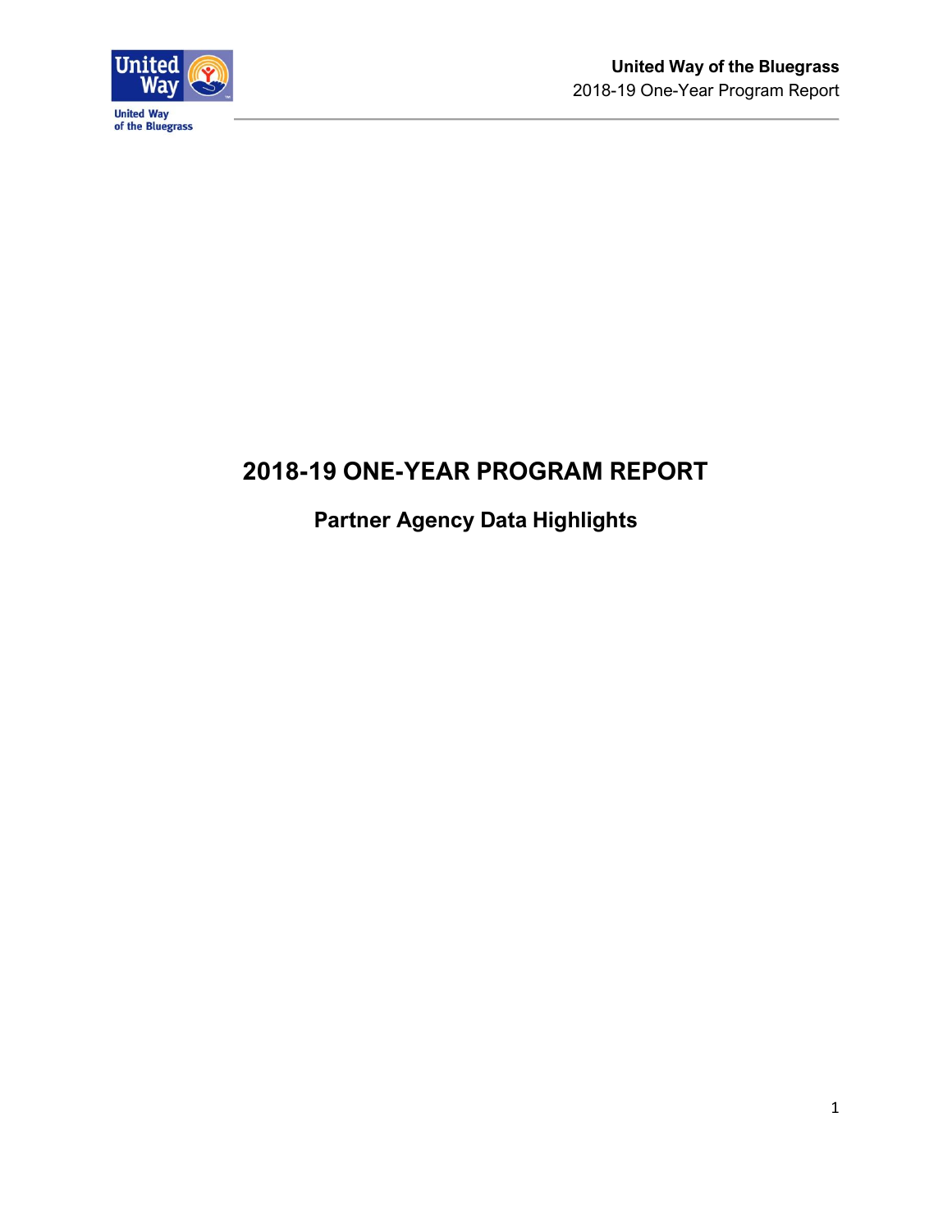# 2018-19 ONE-YEAR PROGRAM REPORT

## Partner Agency Data Highlights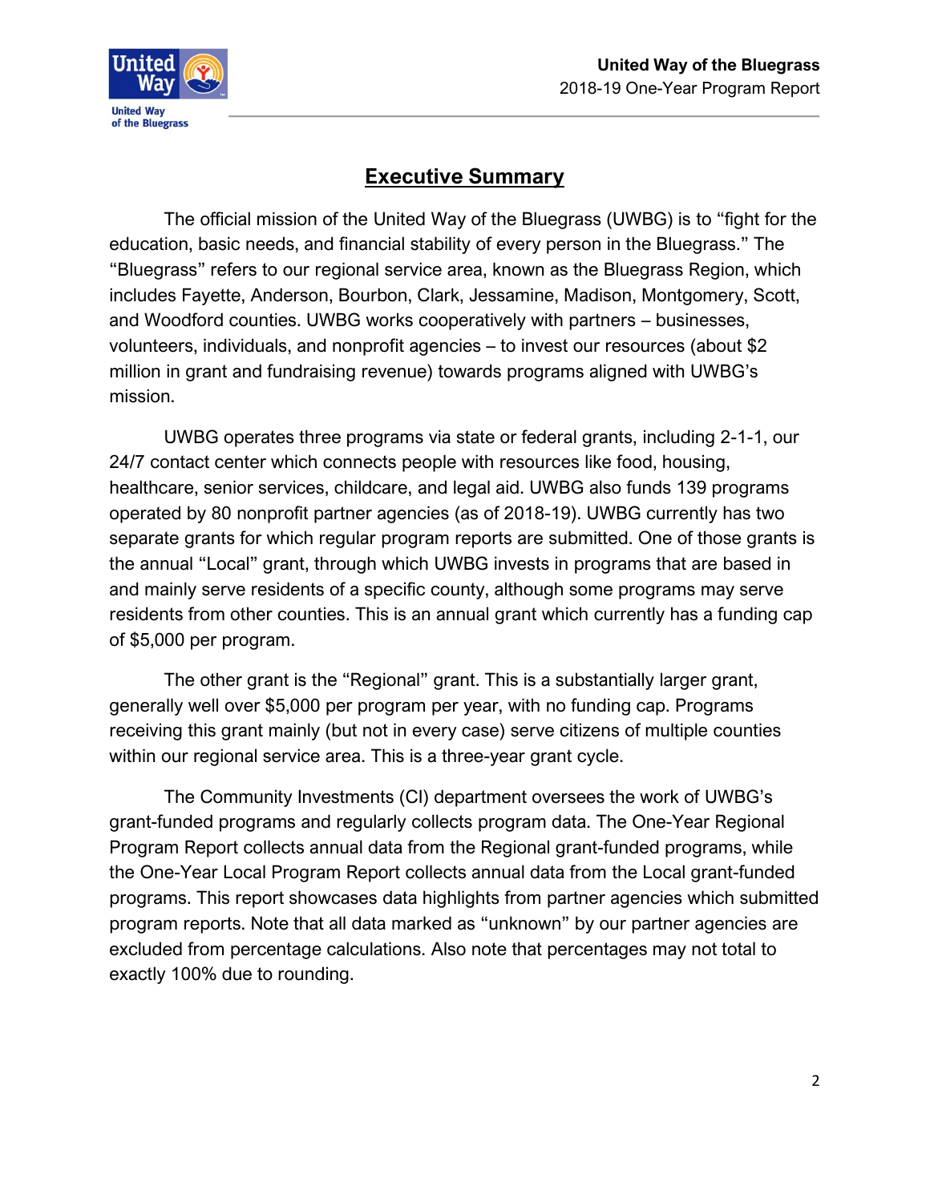# Executive Summary

The official mission of the United Way of the Bluegrass (UWBG) is to "fight for the education, basic needs, and financial stability of every person in the Bluegrass." The "Bluegrass" refers to our regional service area, known as the Bluegrass Region, which includes Fayette, Anderson, Bourbon, Clark, Jessamine, Madison, Montgomery, Scott, and Woodford counties. UWBG works cooperatively with partners – businesses, volunteers, individuals, and nonprofit agencies – to invest our resources (about $2 million in grant and fundraising revenue) towards programs aligned with UWBG's mission.

UWBG operates three programs via state or federal grants, including 2-1-1, our 24/7 contact center which connects people with resources like food, housing, healthcare, senior services, childcare, and legal aid. UWBG also funds 139 programs operated by 80 nonprofit partner agencies (as of 2018-19). UWBG currently has two separate grants for which regular program reports are submitted. One of those grants is the annual "Local" grant, through which UWBG invests in programs that are based in and mainly serve residents of a specific county, although some programs may serve residents from other counties. This is an annual grant which currently has a funding cap of $5,000 per program.

The other grant is the "Regional" grant. This is a substantially larger grant, generally well over $5,000 per program per year, with no funding cap. Programs receiving this grant mainly (but not in every case) serve citizens of multiple counties within our regional service area. This is a three-year grant cycle.

The Community Investments (CI) department oversees the work of UWBG's grant-funded programs and regularly collects program data. The One-Year Regional Program Report collects annual data from the Regional grant-funded programs, while the One-Year Local Program Report collects annual data from the Local grant-funded programs. This report showcases data highlights from partner agencies which submitted program reports. Note that all data marked as "unknown" by our partner agencies are excluded from percentage calculations. Also note that percentages may not total to exactly 100% due to rounding.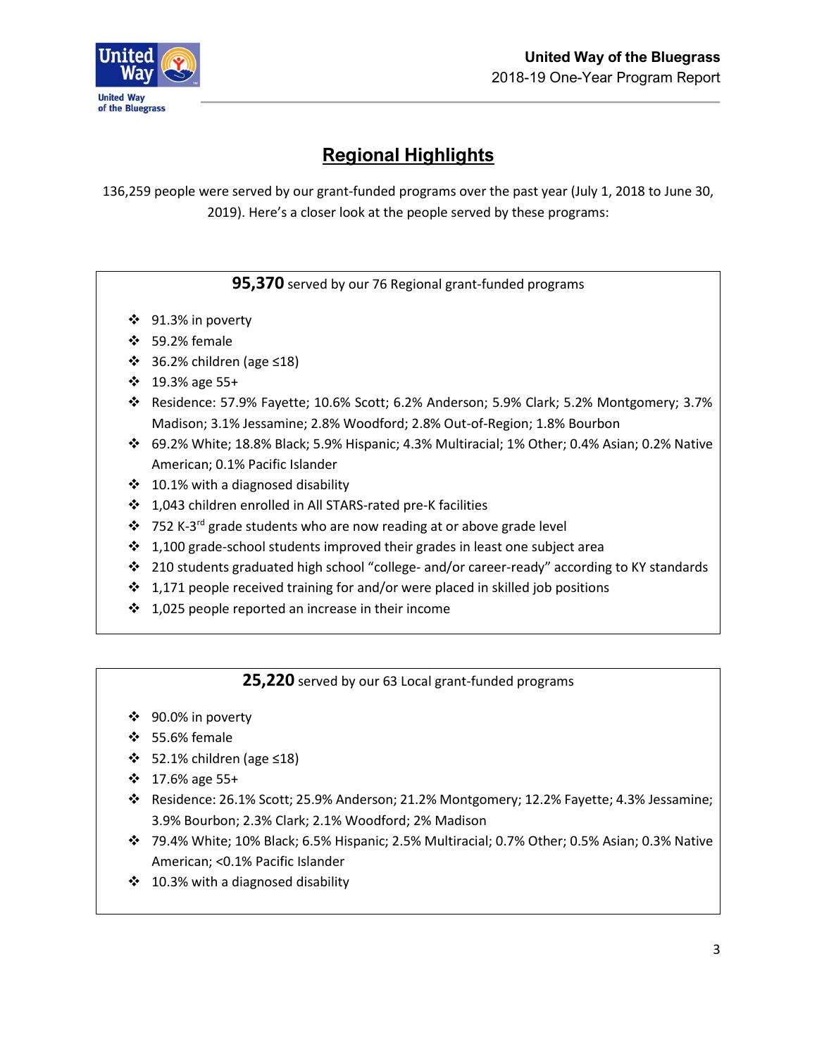## Regional Highlights

136,259 people were served by our grant-funded programs over the past year (July 1, 2018 to June 30, 2019). Here's a closer look at the people served by these programs:

**95,370** served by our 76 Regional grant-funded programs

- 91.3% in poverty
- 59.2% female
- 36.2% children (age ≤18)
- 19.3% age 55+
- Residence: 57.9% Fayette; 10.6% Scott; 6.2% Anderson; 5.9% Clark; 5.2% Montgomery; 3.7% Madison; 3.1% Jessamine; 2.8% Woodford; 2.8% Out-of-Region; 1.8% Bourbon
- 69.2% White; 18.8% Black; 5.9% Hispanic; 4.3% Multiracial; 1% Other; 0.4% Asian; 0.2% Native American; 0.1% Pacific Islander
- 10.1% with a diagnosed disability
- 1,043 children enrolled in All STARS-rated pre-K facilities
- 752 K-3rd grade students who are now reading at or above grade level
- 1,100 grade-school students improved their grades in least one subject area
- 210 students graduated high school "college- and/or career-ready" according to KY standards
- 1,171 people received training for and/or were placed in skilled job positions
- 1,025 people reported an increase in their income

**25,220** served by our 63 Local grant-funded programs

- 90.0% in poverty
- 55.6% female
- 52.1% children (age ≤18)
- 17.6% age 55+
- Residence: 26.1% Scott; 25.9% Anderson; 21.2% Montgomery; 12.2% Fayette; 4.3% Jessamine; 3.9% Bourbon; 2.3% Clark; 2.1% Woodford; 2% Madison
- 79.4% White; 10% Black; 6.5% Hispanic; 2.5% Multiracial; 0.7% Other; 0.5% Asian; 0.3% Native American; <0.1% Pacific Islander
- 10.3% with a diagnosed disability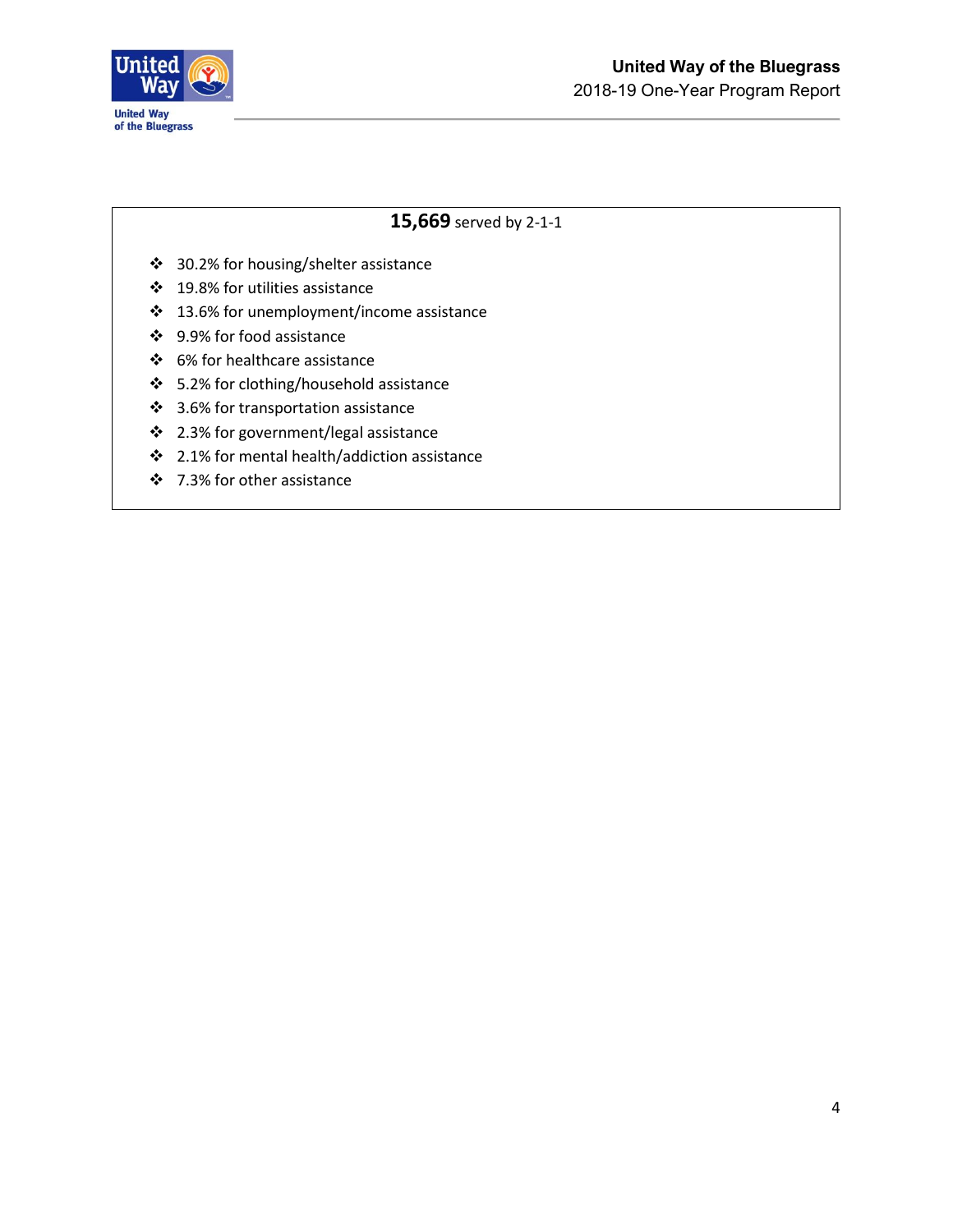**15,669** served by 2-1-1

- 30.2% for housing/shelter assistance
- 19.8% for utilities assistance
- 13.6% for unemployment/income assistance
- 9.9% for food assistance
- 6% for healthcare assistance
- 5.2% for clothing/household assistance
- 3.6% for transportation assistance
- 2.3% for government/legal assistance
- 2.1% for mental health/addiction assistance
- 7.3% for other assistance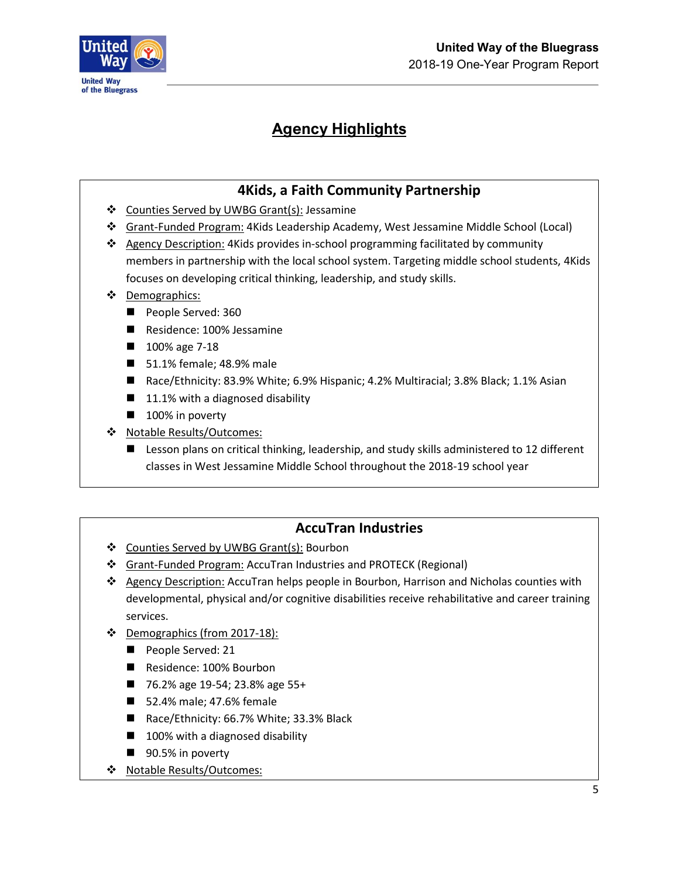# Agency Highlights

## 4Kids, a Faith Community Partnership

- Counties Served by UWBG Grant(s): Jessamine
- Grant-Funded Program: 4Kids Leadership Academy, West Jessamine Middle School (Local)
- Agency Description: 4Kids provides in-school programming facilitated by community members in partnership with the local school system. Targeting middle school students, 4Kids focuses on developing critical thinking, leadership, and study skills.
- Demographics:
  - People Served: 360
  - Residence: 100% Jessamine
  - 100% age 7-18
  - 51.1% female; 48.9% male
  - Race/Ethnicity: 83.9% White; 6.9% Hispanic; 4.2% Multiracial; 3.8% Black; 1.1% Asian
  - 11.1% with a diagnosed disability
  - 100% in poverty
- Notable Results/Outcomes:
  - Lesson plans on critical thinking, leadership, and study skills administered to 12 different classes in West Jessamine Middle School throughout the 2018-19 school year

## AccuTran Industries

- Counties Served by UWBG Grant(s): Bourbon
- Grant-Funded Program: AccuTran Industries and PROTECK (Regional)
- Agency Description: AccuTran helps people in Bourbon, Harrison and Nicholas counties with developmental, physical and/or cognitive disabilities receive rehabilitative and career training services.
- Demographics (from 2017-18):
  - People Served: 21
  - Residence: 100% Bourbon
  - 76.2% age 19-54; 23.8% age 55+
  - 52.4% male; 47.6% female
  - Race/Ethnicity: 66.7% White; 33.3% Black
  - 100% with a diagnosed disability
  - 90.5% in poverty
- Notable Results/Outcomes: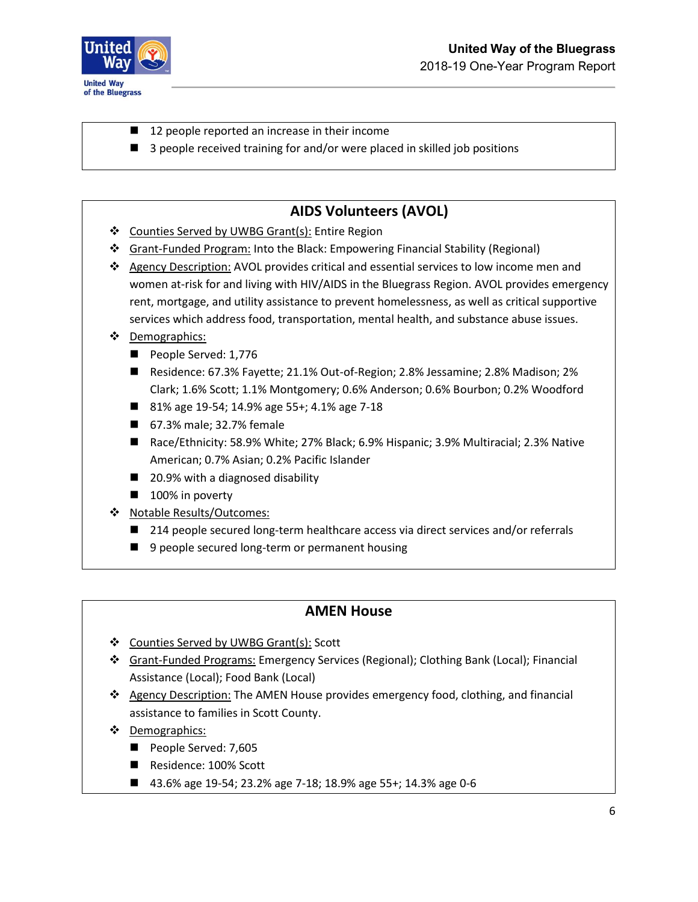- 12 people reported an increase in their income
- 3 people received training for and/or were placed in skilled job positions

## AIDS Volunteers (AVOL)

- Counties Served by UWBG Grant(s): Entire Region
- Grant-Funded Program: Into the Black: Empowering Financial Stability (Regional)
- Agency Description: AVOL provides critical and essential services to low income men and women at-risk for and living with HIV/AIDS in the Bluegrass Region. AVOL provides emergency rent, mortgage, and utility assistance to prevent homelessness, as well as critical supportive services which address food, transportation, mental health, and substance abuse issues.
- Demographics:
  - People Served: 1,776
  - Residence: 67.3% Fayette; 21.1% Out-of-Region; 2.8% Jessamine; 2.8% Madison; 2% Clark; 1.6% Scott; 1.1% Montgomery; 0.6% Anderson; 0.6% Bourbon; 0.2% Woodford
  - 81% age 19-54; 14.9% age 55+; 4.1% age 7-18
  - 67.3% male; 32.7% female
  - Race/Ethnicity: 58.9% White; 27% Black; 6.9% Hispanic; 3.9% Multiracial; 2.3% Native American; 0.7% Asian; 0.2% Pacific Islander
  - 20.9% with a diagnosed disability
  - 100% in poverty
- Notable Results/Outcomes:
  - 214 people secured long-term healthcare access via direct services and/or referrals
  - 9 people secured long-term or permanent housing

## AMEN House

- Counties Served by UWBG Grant(s): Scott
- Grant-Funded Programs: Emergency Services (Regional); Clothing Bank (Local); Financial Assistance (Local); Food Bank (Local)
- Agency Description: The AMEN House provides emergency food, clothing, and financial assistance to families in Scott County.
- Demographics:
  - People Served: 7,605
  - Residence: 100% Scott
  - 43.6% age 19-54; 23.2% age 7-18; 18.9% age 55+; 14.3% age 0-6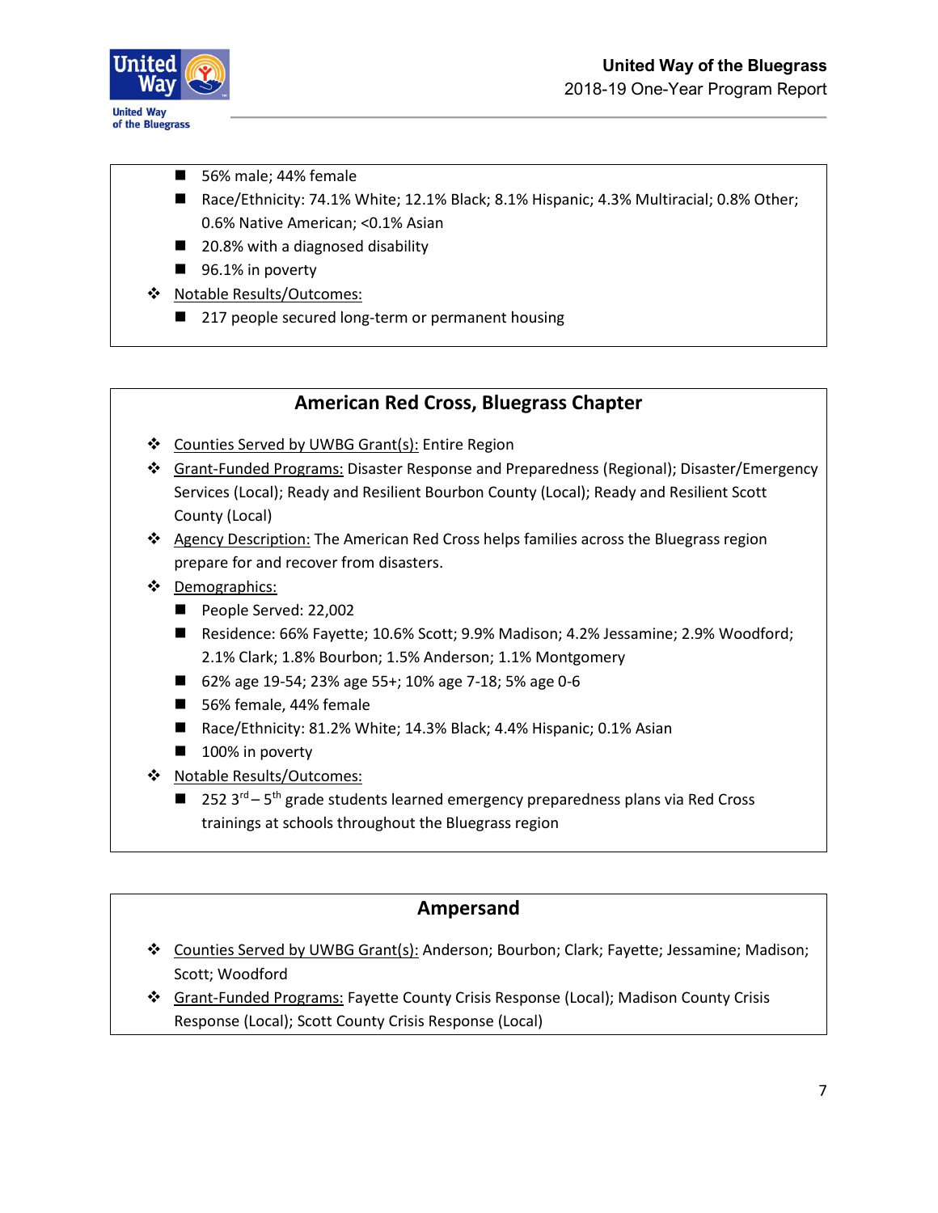- 56% male; 44% female
- Race/Ethnicity: 74.1% White; 12.1% Black; 8.1% Hispanic; 4.3% Multiracial; 0.8% Other; 0.6% Native American; <0.1% Asian
- 20.8% with a diagnosed disability
- 96.1% in poverty

- Notable Results/Outcomes:
  - 217 people secured long-term or permanent housing

## American Red Cross, Bluegrass Chapter

- Counties Served by UWBG Grant(s): Entire Region
- Grant-Funded Programs: Disaster Response and Preparedness (Regional); Disaster/Emergency Services (Local); Ready and Resilient Bourbon County (Local); Ready and Resilient Scott County (Local)
- Agency Description: The American Red Cross helps families across the Bluegrass region prepare for and recover from disasters.
- Demographics:
  - People Served: 22,002
  - Residence: 66% Fayette; 10.6% Scott; 9.9% Madison; 4.2% Jessamine; 2.9% Woodford; 2.1% Clark; 1.8% Bourbon; 1.5% Anderson; 1.1% Montgomery
  - 62% age 19-54; 23% age 55+; 10% age 7-18; 5% age 0-6
  - 56% female, 44% female
  - Race/Ethnicity: 81.2% White; 14.3% Black; 4.4% Hispanic; 0.1% Asian
  - 100% in poverty
- Notable Results/Outcomes:
  - 252 3rd – 5th grade students learned emergency preparedness plans via Red Cross trainings at schools throughout the Bluegrass region

## Ampersand

- Counties Served by UWBG Grant(s): Anderson; Bourbon; Clark; Fayette; Jessamine; Madison; Scott; Woodford
- Grant-Funded Programs: Fayette County Crisis Response (Local); Madison County Crisis Response (Local); Scott County Crisis Response (Local)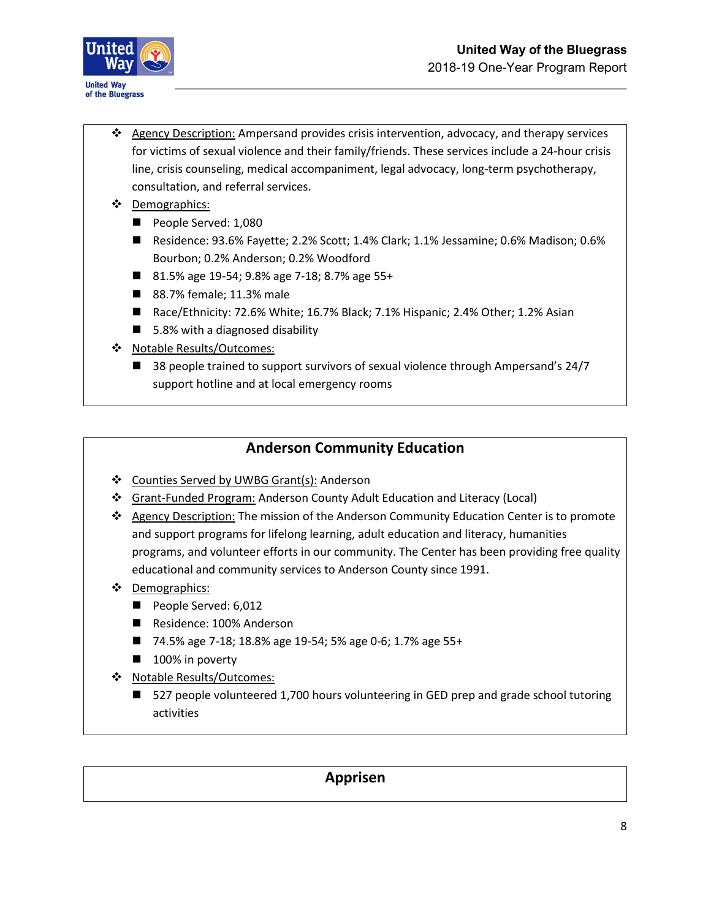- <u>Agency Description:</u> Ampersand provides crisis intervention, advocacy, and therapy services for victims of sexual violence and their family/friends. These services include a 24-hour crisis line, crisis counseling, medical accompaniment, legal advocacy, long-term psychotherapy, consultation, and referral services.
- <u>Demographics:</u>
  - People Served: 1,080
  - Residence: 93.6% Fayette; 2.2% Scott; 1.4% Clark; 1.1% Jessamine; 0.6% Madison; 0.6% Bourbon; 0.2% Anderson; 0.2% Woodford
  - 81.5% age 19-54; 9.8% age 7-18; 8.7% age 55+
  - 88.7% female; 11.3% male
  - Race/Ethnicity: 72.6% White; 16.7% Black; 7.1% Hispanic; 2.4% Other; 1.2% Asian
  - 5.8% with a diagnosed disability
- <u>Notable Results/Outcomes:</u>
  - 38 people trained to support survivors of sexual violence through Ampersand's 24/7 support hotline and at local emergency rooms

## Anderson Community Education

- <u>Counties Served by UWBG Grant(s):</u> Anderson
- <u>Grant-Funded Program:</u> Anderson County Adult Education and Literacy (Local)
- <u>Agency Description:</u> The mission of the Anderson Community Education Center is to promote and support programs for lifelong learning, adult education and literacy, humanities programs, and volunteer efforts in our community. The Center has been providing free quality educational and community services to Anderson County since 1991.
- <u>Demographics:</u>
  - People Served: 6,012
  - Residence: 100% Anderson
  - 74.5% age 7-18; 18.8% age 19-54; 5% age 0-6; 1.7% age 55+
  - 100% in poverty
- <u>Notable Results/Outcomes:</u>
  - 527 people volunteered 1,700 hours volunteering in GED prep and grade school tutoring activities

## Apprisen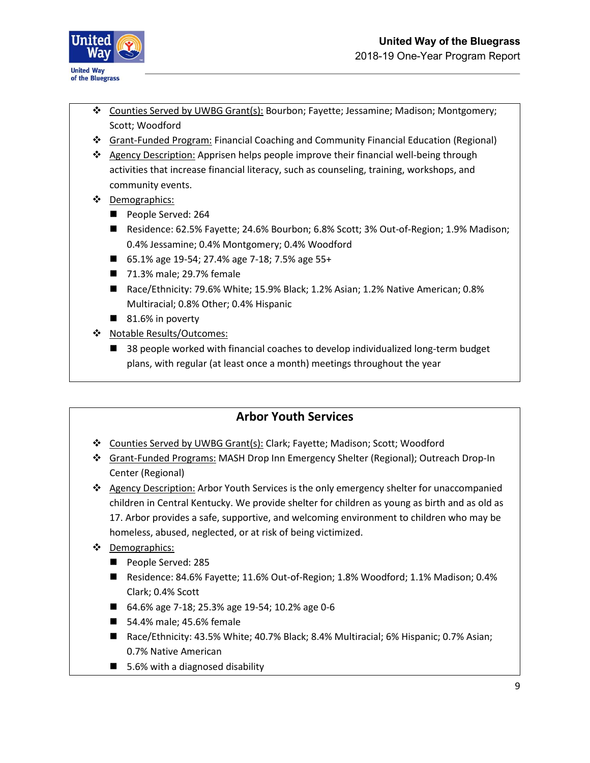- Counties Served by UWBG Grant(s): Bourbon; Fayette; Jessamine; Madison; Montgomery; Scott; Woodford
- Grant-Funded Program: Financial Coaching and Community Financial Education (Regional)
- Agency Description: Apprisen helps people improve their financial well-being through activities that increase financial literacy, such as counseling, training, workshops, and community events.
- Demographics:
  - People Served: 264
  - Residence: 62.5% Fayette; 24.6% Bourbon; 6.8% Scott; 3% Out-of-Region; 1.9% Madison; 0.4% Jessamine; 0.4% Montgomery; 0.4% Woodford
  - 65.1% age 19-54; 27.4% age 7-18; 7.5% age 55+
  - 71.3% male; 29.7% female
  - Race/Ethnicity: 79.6% White; 15.9% Black; 1.2% Asian; 1.2% Native American; 0.8% Multiracial; 0.8% Other; 0.4% Hispanic
  - 81.6% in poverty
- Notable Results/Outcomes:
  - 38 people worked with financial coaches to develop individualized long-term budget plans, with regular (at least once a month) meetings throughout the year

## Arbor Youth Services

- Counties Served by UWBG Grant(s): Clark; Fayette; Madison; Scott; Woodford
- Grant-Funded Programs: MASH Drop Inn Emergency Shelter (Regional); Outreach Drop-In Center (Regional)
- Agency Description: Arbor Youth Services is the only emergency shelter for unaccompanied children in Central Kentucky. We provide shelter for children as young as birth and as old as 17. Arbor provides a safe, supportive, and welcoming environment to children who may be homeless, abused, neglected, or at risk of being victimized.
- Demographics:
  - People Served: 285
  - Residence: 84.6% Fayette; 11.6% Out-of-Region; 1.8% Woodford; 1.1% Madison; 0.4% Clark; 0.4% Scott
  - 64.6% age 7-18; 25.3% age 19-54; 10.2% age 0-6
  - 54.4% male; 45.6% female
  - Race/Ethnicity: 43.5% White; 40.7% Black; 8.4% Multiracial; 6% Hispanic; 0.7% Asian; 0.7% Native American
  - 5.6% with a diagnosed disability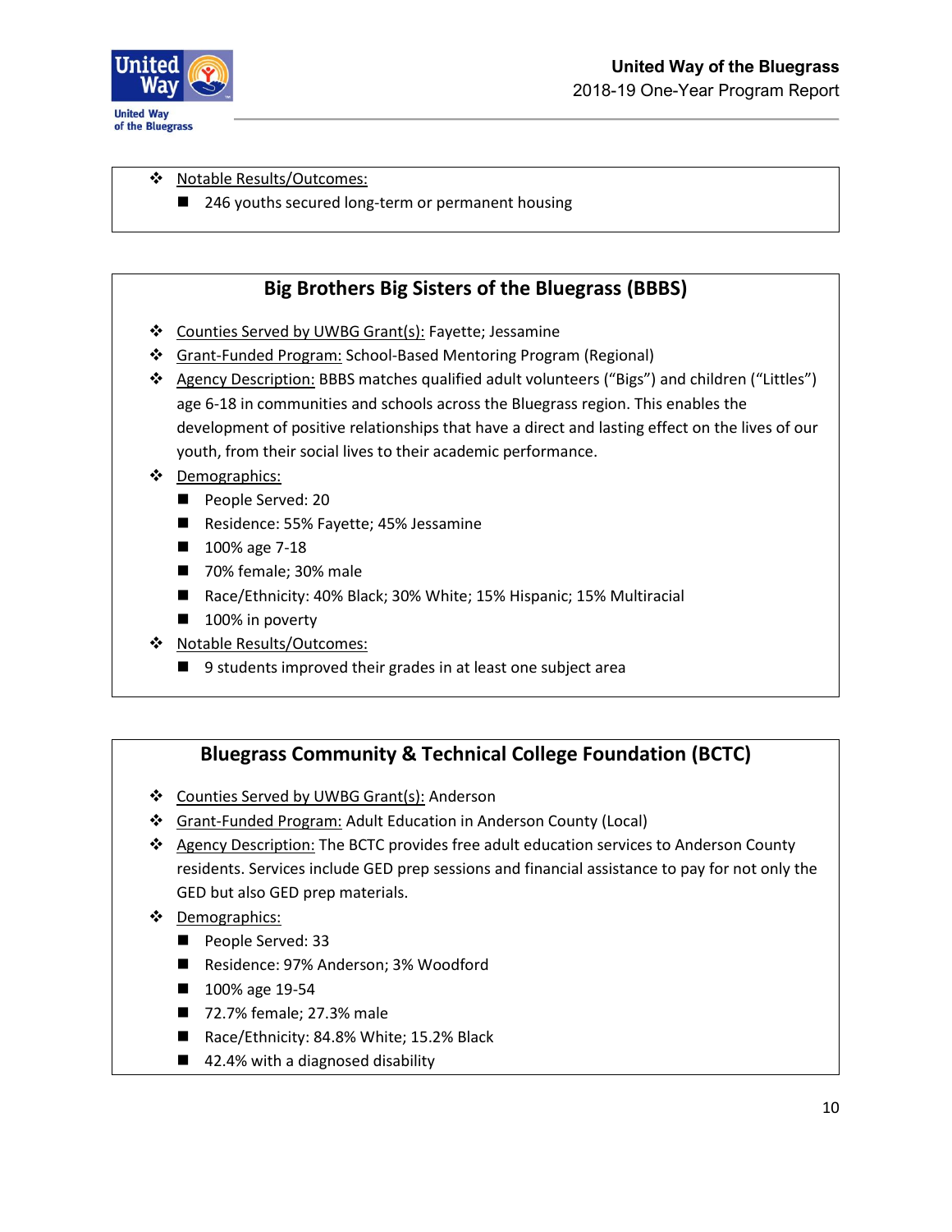- Notable Results/Outcomes:
  - 246 youths secured long-term or permanent housing

## Big Brothers Big Sisters of the Bluegrass (BBBS)

- Counties Served by UWBG Grant(s): Fayette; Jessamine
- Grant-Funded Program: School-Based Mentoring Program (Regional)
- Agency Description: BBBS matches qualified adult volunteers ("Bigs") and children ("Littles") age 6-18 in communities and schools across the Bluegrass region. This enables the development of positive relationships that have a direct and lasting effect on the lives of our youth, from their social lives to their academic performance.
- Demographics:
  - People Served: 20
  - Residence: 55% Fayette; 45% Jessamine
  - 100% age 7-18
  - 70% female; 30% male
  - Race/Ethnicity: 40% Black; 30% White; 15% Hispanic; 15% Multiracial
  - 100% in poverty
- Notable Results/Outcomes:
  - 9 students improved their grades in at least one subject area

## Bluegrass Community & Technical College Foundation (BCTC)

- Counties Served by UWBG Grant(s): Anderson
- Grant-Funded Program: Adult Education in Anderson County (Local)
- Agency Description: The BCTC provides free adult education services to Anderson County residents. Services include GED prep sessions and financial assistance to pay for not only the GED but also GED prep materials.
- Demographics:
  - People Served: 33
  - Residence: 97% Anderson; 3% Woodford
  - 100% age 19-54
  - 72.7% female; 27.3% male
  - Race/Ethnicity: 84.8% White; 15.2% Black
  - 42.4% with a diagnosed disability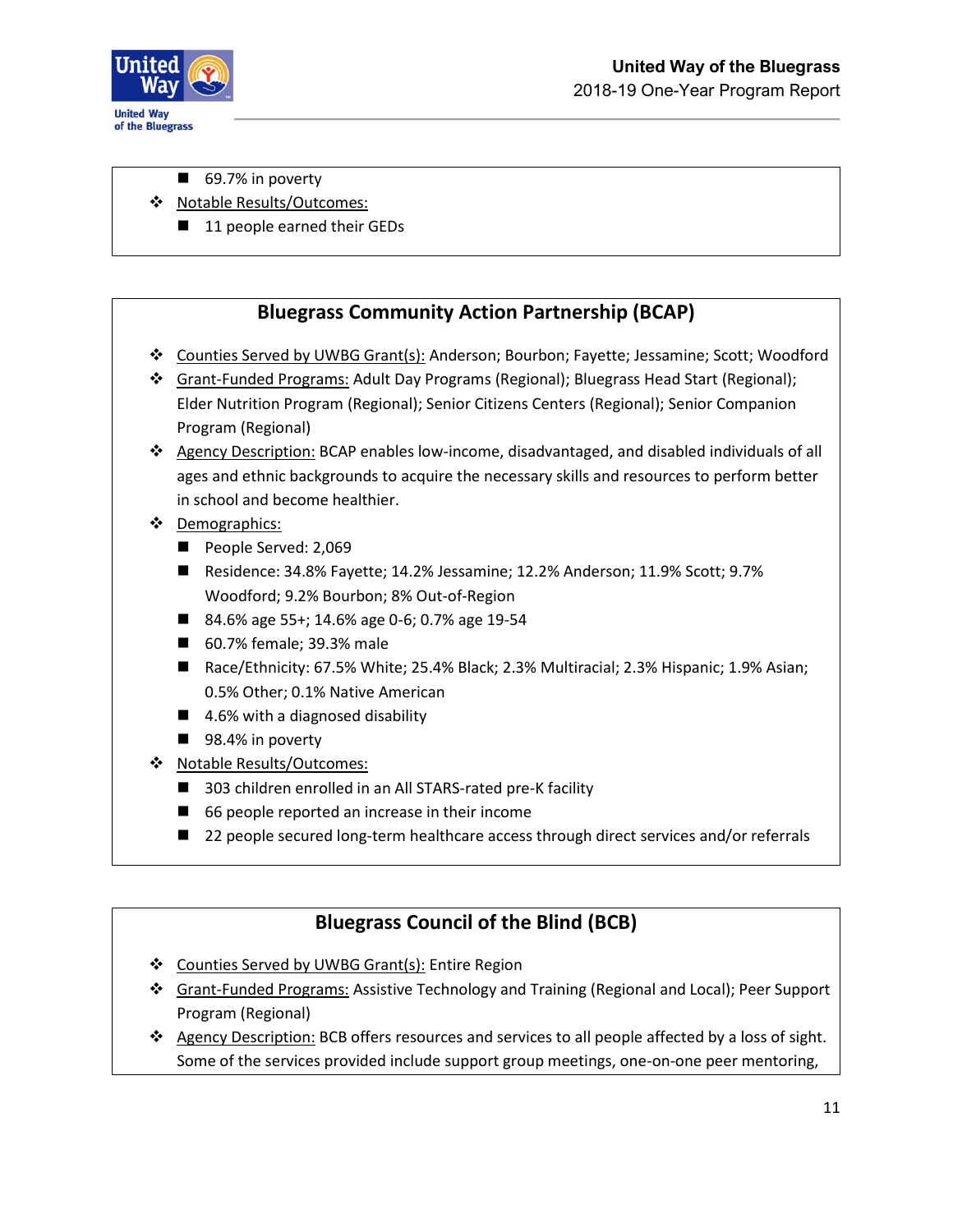- 69.7% in poverty
- Notable Results/Outcomes:
  - 11 people earned their GEDs

## Bluegrass Community Action Partnership (BCAP)

- Counties Served by UWBG Grant(s): Anderson; Bourbon; Fayette; Jessamine; Scott; Woodford
- Grant-Funded Programs: Adult Day Programs (Regional); Bluegrass Head Start (Regional); Elder Nutrition Program (Regional); Senior Citizens Centers (Regional); Senior Companion Program (Regional)
- Agency Description: BCAP enables low-income, disadvantaged, and disabled individuals of all ages and ethnic backgrounds to acquire the necessary skills and resources to perform better in school and become healthier.
- Demographics:
  - People Served: 2,069
  - Residence: 34.8% Fayette; 14.2% Jessamine; 12.2% Anderson; 11.9% Scott; 9.7% Woodford; 9.2% Bourbon; 8% Out-of-Region
  - 84.6% age 55+; 14.6% age 0-6; 0.7% age 19-54
  - 60.7% female; 39.3% male
  - Race/Ethnicity: 67.5% White; 25.4% Black; 2.3% Multiracial; 2.3% Hispanic; 1.9% Asian; 0.5% Other; 0.1% Native American
  - 4.6% with a diagnosed disability
  - 98.4% in poverty
- Notable Results/Outcomes:
  - 303 children enrolled in an All STARS-rated pre-K facility
  - 66 people reported an increase in their income
  - 22 people secured long-term healthcare access through direct services and/or referrals

## Bluegrass Council of the Blind (BCB)

- Counties Served by UWBG Grant(s): Entire Region
- Grant-Funded Programs: Assistive Technology and Training (Regional and Local); Peer Support Program (Regional)
- Agency Description: BCB offers resources and services to all people affected by a loss of sight. Some of the services provided include support group meetings, one-on-one peer mentoring,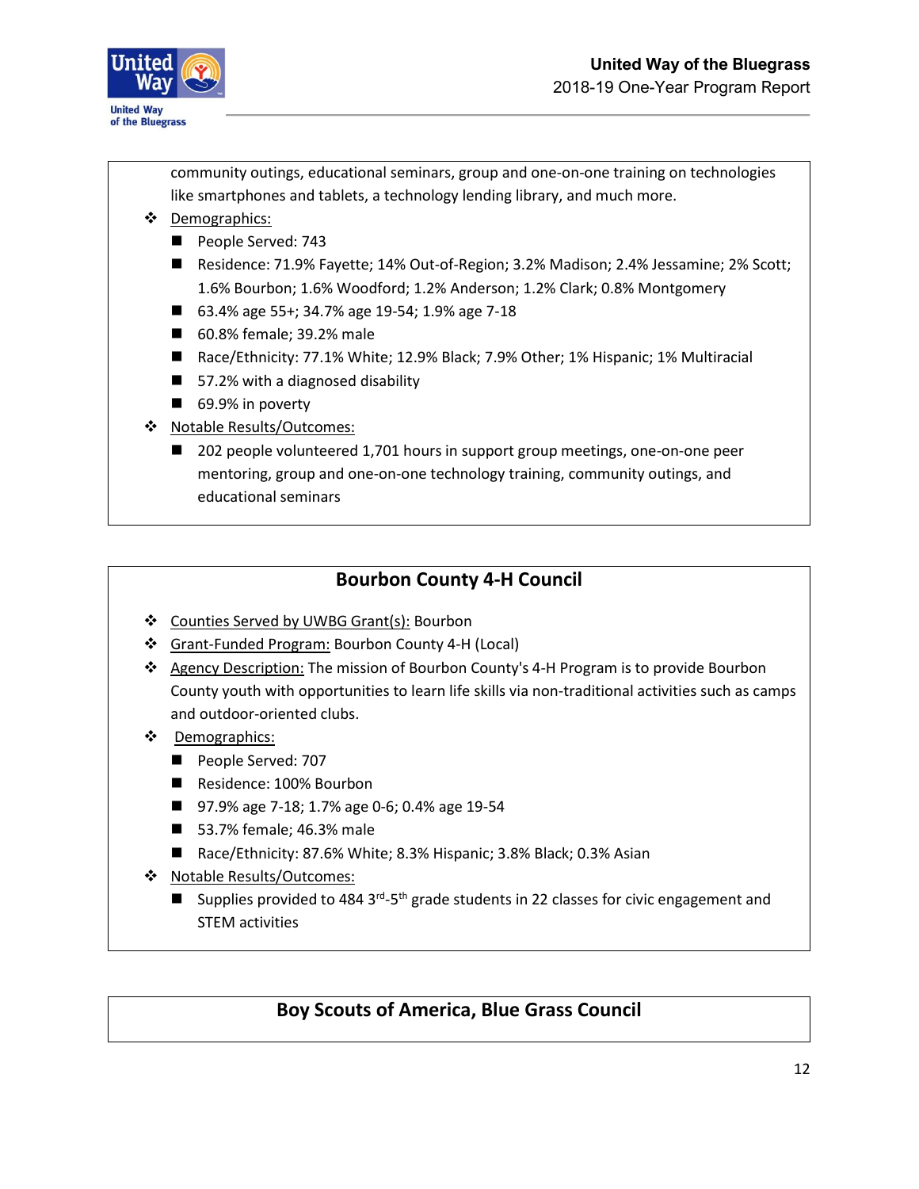community outings, educational seminars, group and one-on-one training on technologies like smartphones and tablets, a technology lending library, and much more.

- Demographics:
  - People Served: 743
  - Residence: 71.9% Fayette; 14% Out-of-Region; 3.2% Madison; 2.4% Jessamine; 2% Scott; 1.6% Bourbon; 1.6% Woodford; 1.2% Anderson; 1.2% Clark; 0.8% Montgomery
  - 63.4% age 55+; 34.7% age 19-54; 1.9% age 7-18
  - 60.8% female; 39.2% male
  - Race/Ethnicity: 77.1% White; 12.9% Black; 7.9% Other; 1% Hispanic; 1% Multiracial
  - 57.2% with a diagnosed disability
  - 69.9% in poverty
- Notable Results/Outcomes:
  - 202 people volunteered 1,701 hours in support group meetings, one-on-one peer mentoring, group and one-on-one technology training, community outings, and educational seminars

## Bourbon County 4-H Council

- Counties Served by UWBG Grant(s): Bourbon
- Grant-Funded Program: Bourbon County 4-H (Local)
- Agency Description: The mission of Bourbon County's 4-H Program is to provide Bourbon County youth with opportunities to learn life skills via non-traditional activities such as camps and outdoor-oriented clubs.
- Demographics:
  - People Served: 707
  - Residence: 100% Bourbon
  - 97.9% age 7-18; 1.7% age 0-6; 0.4% age 19-54
  - 53.7% female; 46.3% male
  - Race/Ethnicity: 87.6% White; 8.3% Hispanic; 3.8% Black; 0.3% Asian
- Notable Results/Outcomes:
  - Supplies provided to 484 3rd-5th grade students in 22 classes for civic engagement and STEM activities

## Boy Scouts of America, Blue Grass Council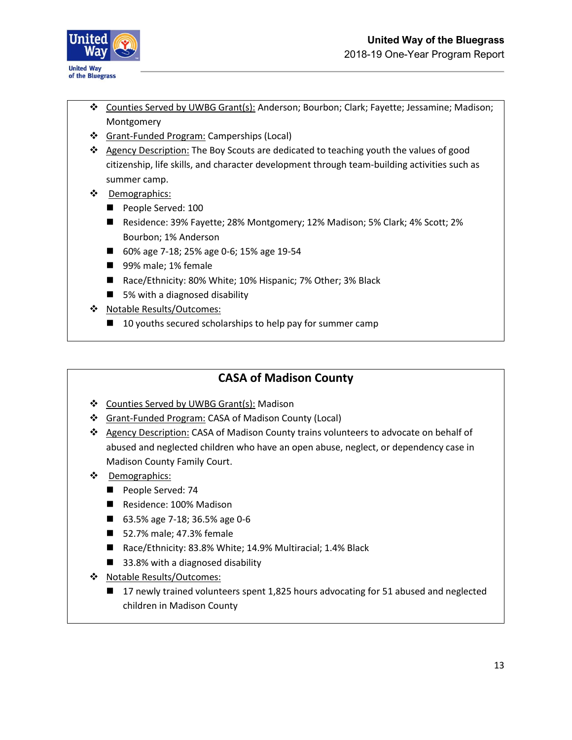- Counties Served by UWBG Grant(s): Anderson; Bourbon; Clark; Fayette; Jessamine; Madison; Montgomery
- Grant-Funded Program: Camperships (Local)
- Agency Description: The Boy Scouts are dedicated to teaching youth the values of good citizenship, life skills, and character development through team-building activities such as summer camp.
- Demographics:
  - People Served: 100
  - Residence: 39% Fayette; 28% Montgomery; 12% Madison; 5% Clark; 4% Scott; 2% Bourbon; 1% Anderson
  - 60% age 7-18; 25% age 0-6; 15% age 19-54
  - 99% male; 1% female
  - Race/Ethnicity: 80% White; 10% Hispanic; 7% Other; 3% Black
  - 5% with a diagnosed disability
- Notable Results/Outcomes:
  - 10 youths secured scholarships to help pay for summer camp

## CASA of Madison County

- Counties Served by UWBG Grant(s): Madison
- Grant-Funded Program: CASA of Madison County (Local)
- Agency Description: CASA of Madison County trains volunteers to advocate on behalf of abused and neglected children who have an open abuse, neglect, or dependency case in Madison County Family Court.
- Demographics:
  - People Served: 74
  - Residence: 100% Madison
  - 63.5% age 7-18; 36.5% age 0-6
  - 52.7% male; 47.3% female
  - Race/Ethnicity: 83.8% White; 14.9% Multiracial; 1.4% Black
  - 33.8% with a diagnosed disability
- Notable Results/Outcomes:
  - 17 newly trained volunteers spent 1,825 hours advocating for 51 abused and neglected children in Madison County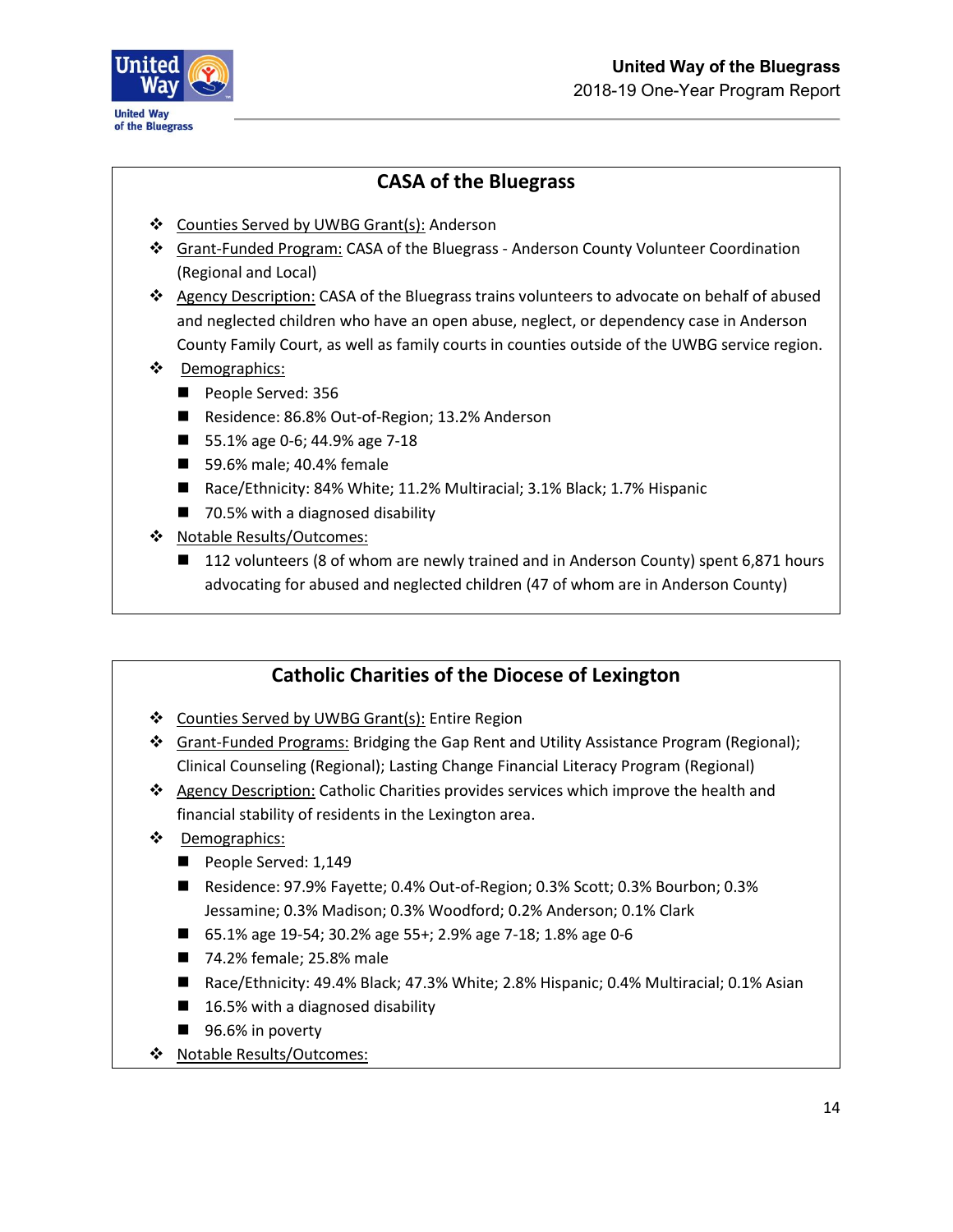## CASA of the Bluegrass

- Counties Served by UWBG Grant(s): Anderson
- Grant-Funded Program: CASA of the Bluegrass - Anderson County Volunteer Coordination (Regional and Local)
- Agency Description: CASA of the Bluegrass trains volunteers to advocate on behalf of abused and neglected children who have an open abuse, neglect, or dependency case in Anderson County Family Court, as well as family courts in counties outside of the UWBG service region.
- Demographics:
  - People Served: 356
  - Residence: 86.8% Out-of-Region; 13.2% Anderson
  - 55.1% age 0-6; 44.9% age 7-18
  - 59.6% male; 40.4% female
  - Race/Ethnicity: 84% White; 11.2% Multiracial; 3.1% Black; 1.7% Hispanic
  - 70.5% with a diagnosed disability
- Notable Results/Outcomes:
  - 112 volunteers (8 of whom are newly trained and in Anderson County) spent 6,871 hours advocating for abused and neglected children (47 of whom are in Anderson County)

## Catholic Charities of the Diocese of Lexington

- Counties Served by UWBG Grant(s): Entire Region
- Grant-Funded Programs: Bridging the Gap Rent and Utility Assistance Program (Regional); Clinical Counseling (Regional); Lasting Change Financial Literacy Program (Regional)
- Agency Description: Catholic Charities provides services which improve the health and financial stability of residents in the Lexington area.
- Demographics:
  - People Served: 1,149
  - Residence: 97.9% Fayette; 0.4% Out-of-Region; 0.3% Scott; 0.3% Bourbon; 0.3% Jessamine; 0.3% Madison; 0.3% Woodford; 0.2% Anderson; 0.1% Clark
  - 65.1% age 19-54; 30.2% age 55+; 2.9% age 7-18; 1.8% age 0-6
  - 74.2% female; 25.8% male
  - Race/Ethnicity: 49.4% Black; 47.3% White; 2.8% Hispanic; 0.4% Multiracial; 0.1% Asian
  - 16.5% with a diagnosed disability
  - 96.6% in poverty
- Notable Results/Outcomes: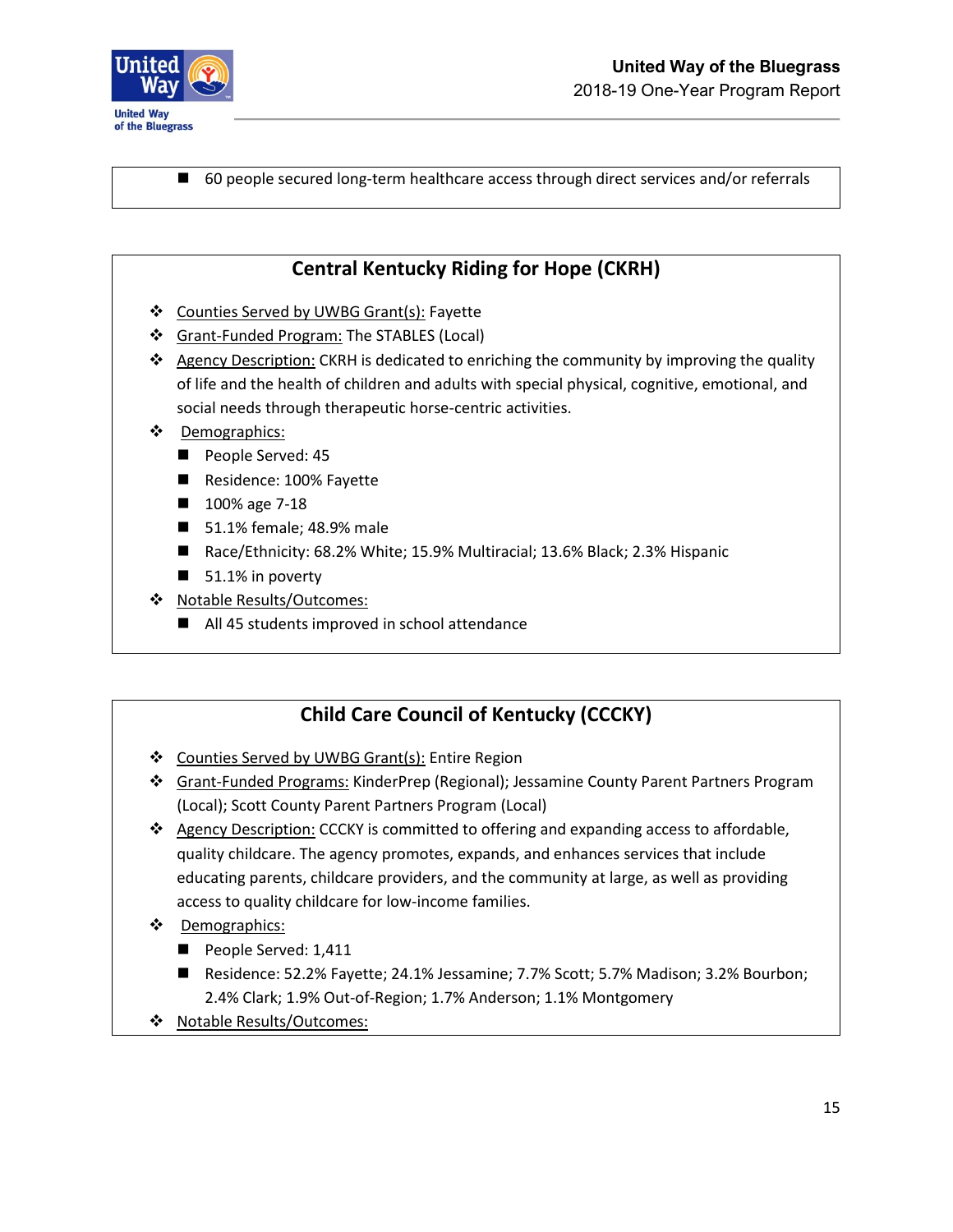- 60 people secured long-term healthcare access through direct services and/or referrals

## Central Kentucky Riding for Hope (CKRH)

- Counties Served by UWBG Grant(s): Fayette
- Grant-Funded Program: The STABLES (Local)
- Agency Description: CKRH is dedicated to enriching the community by improving the quality of life and the health of children and adults with special physical, cognitive, emotional, and social needs through therapeutic horse-centric activities.
- Demographics:
  - People Served: 45
  - Residence: 100% Fayette
  - 100% age 7-18
  - 51.1% female; 48.9% male
  - Race/Ethnicity: 68.2% White; 15.9% Multiracial; 13.6% Black; 2.3% Hispanic
  - 51.1% in poverty
- Notable Results/Outcomes:
  - All 45 students improved in school attendance

## Child Care Council of Kentucky (CCCKY)

- Counties Served by UWBG Grant(s): Entire Region
- Grant-Funded Programs: KinderPrep (Regional); Jessamine County Parent Partners Program (Local); Scott County Parent Partners Program (Local)
- Agency Description: CCCKY is committed to offering and expanding access to affordable, quality childcare. The agency promotes, expands, and enhances services that include educating parents, childcare providers, and the community at large, as well as providing access to quality childcare for low-income families.
- Demographics:
  - People Served: 1,411
  - Residence: 52.2% Fayette; 24.1% Jessamine; 7.7% Scott; 5.7% Madison; 3.2% Bourbon; 2.4% Clark; 1.9% Out-of-Region; 1.7% Anderson; 1.1% Montgomery
- Notable Results/Outcomes: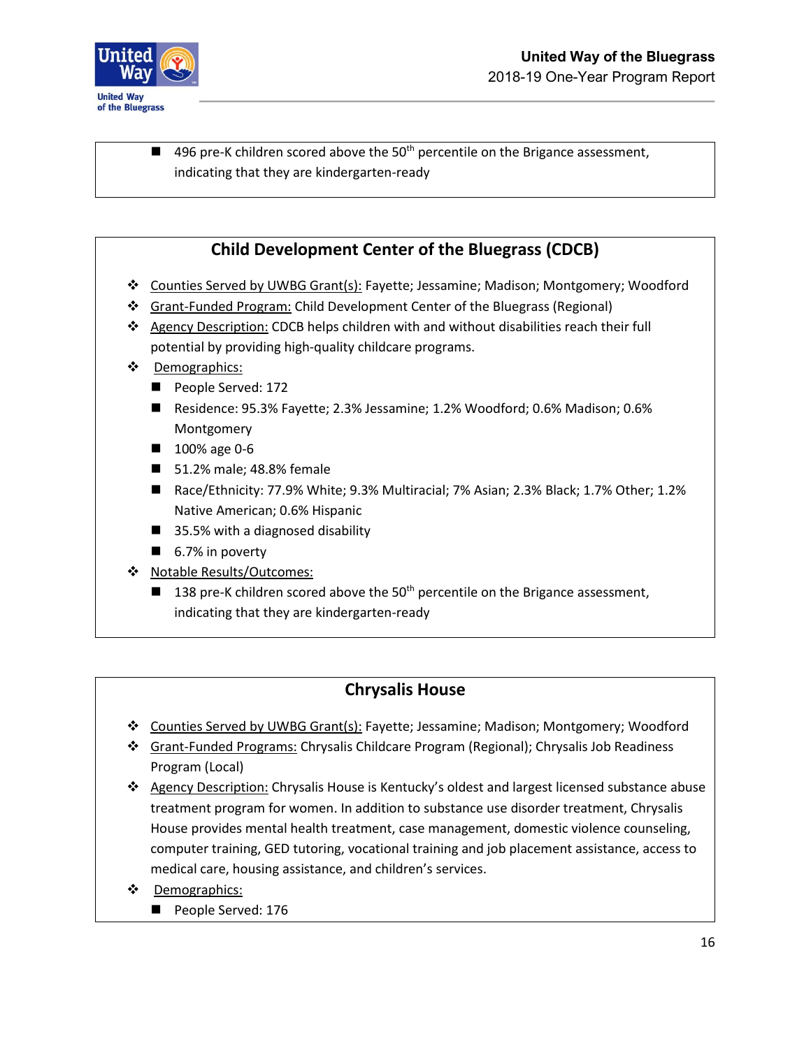- 496 pre-K children scored above the 50th percentile on the Brigance assessment, indicating that they are kindergarten-ready

## Child Development Center of the Bluegrass (CDCB)

- Counties Served by UWBG Grant(s): Fayette; Jessamine; Madison; Montgomery; Woodford
- Grant-Funded Program: Child Development Center of the Bluegrass (Regional)
- Agency Description: CDCB helps children with and without disabilities reach their full potential by providing high-quality childcare programs.
- Demographics:
  - People Served: 172
  - Residence: 95.3% Fayette; 2.3% Jessamine; 1.2% Woodford; 0.6% Madison; 0.6% Montgomery
  - 100% age 0-6
  - 51.2% male; 48.8% female
  - Race/Ethnicity: 77.9% White; 9.3% Multiracial; 7% Asian; 2.3% Black; 1.7% Other; 1.2% Native American; 0.6% Hispanic
  - 35.5% with a diagnosed disability
  - 6.7% in poverty
- Notable Results/Outcomes:
  - 138 pre-K children scored above the 50th percentile on the Brigance assessment, indicating that they are kindergarten-ready

## Chrysalis House

- Counties Served by UWBG Grant(s): Fayette; Jessamine; Madison; Montgomery; Woodford
- Grant-Funded Programs: Chrysalis Childcare Program (Regional); Chrysalis Job Readiness Program (Local)
- Agency Description: Chrysalis House is Kentucky's oldest and largest licensed substance abuse treatment program for women. In addition to substance use disorder treatment, Chrysalis House provides mental health treatment, case management, domestic violence counseling, computer training, GED tutoring, vocational training and job placement assistance, access to medical care, housing assistance, and children's services.
- Demographics:
  - People Served: 176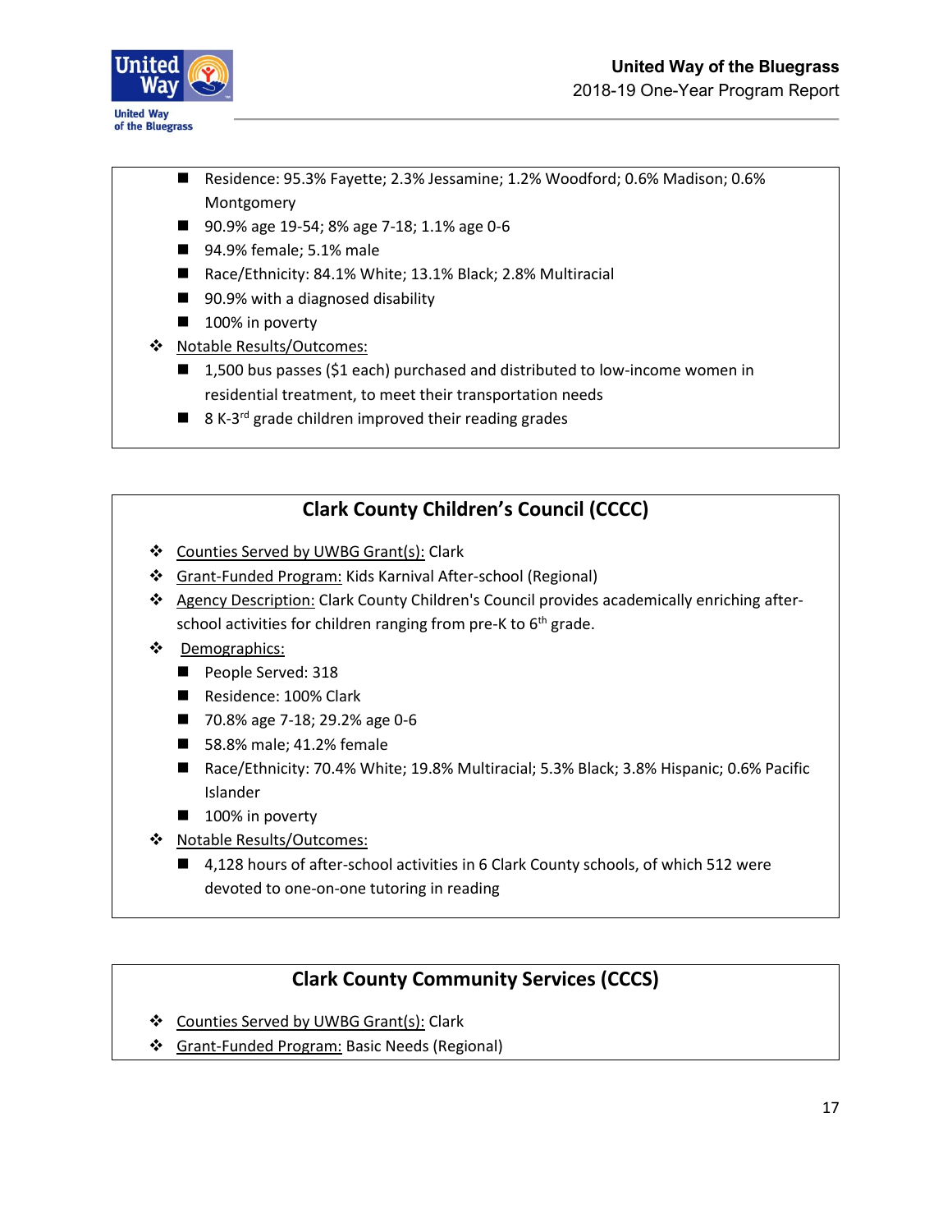- Residence: 95.3% Fayette; 2.3% Jessamine; 1.2% Woodford; 0.6% Madison; 0.6% Montgomery
- 90.9% age 19-54; 8% age 7-18; 1.1% age 0-6
- 94.9% female; 5.1% male
- Race/Ethnicity: 84.1% White; 13.1% Black; 2.8% Multiracial
- 90.9% with a diagnosed disability
- 100% in poverty

- Notable Results/Outcomes:
  - 1,500 bus passes ($1 each) purchased and distributed to low-income women in residential treatment, to meet their transportation needs
  - 8 K-3rd grade children improved their reading grades

## Clark County Children's Council (CCCC)

- Counties Served by UWBG Grant(s): Clark
- Grant-Funded Program: Kids Karnival After-school (Regional)
- Agency Description: Clark County Children's Council provides academically enriching after-school activities for children ranging from pre-K to 6th grade.
- Demographics:
  - People Served: 318
  - Residence: 100% Clark
  - 70.8% age 7-18; 29.2% age 0-6
  - 58.8% male; 41.2% female
  - Race/Ethnicity: 70.4% White; 19.8% Multiracial; 5.3% Black; 3.8% Hispanic; 0.6% Pacific Islander
  - 100% in poverty
- Notable Results/Outcomes:
  - 4,128 hours of after-school activities in 6 Clark County schools, of which 512 were devoted to one-on-one tutoring in reading

## Clark County Community Services (CCCS)

- Counties Served by UWBG Grant(s): Clark
- Grant-Funded Program: Basic Needs (Regional)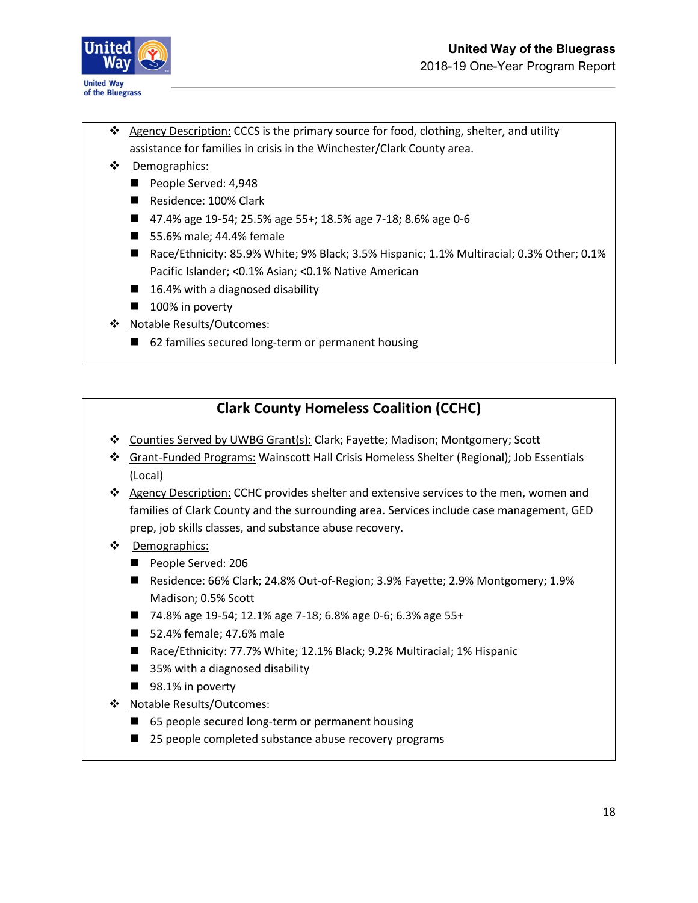- Agency Description: CCCS is the primary source for food, clothing, shelter, and utility assistance for families in crisis in the Winchester/Clark County area.
- Demographics:
  - People Served: 4,948
  - Residence: 100% Clark
  - 47.4% age 19-54; 25.5% age 55+; 18.5% age 7-18; 8.6% age 0-6
  - 55.6% male; 44.4% female
  - Race/Ethnicity: 85.9% White; 9% Black; 3.5% Hispanic; 1.1% Multiracial; 0.3% Other; 0.1% Pacific Islander; <0.1% Asian; <0.1% Native American
  - 16.4% with a diagnosed disability
  - 100% in poverty
- Notable Results/Outcomes:
  - 62 families secured long-term or permanent housing

## Clark County Homeless Coalition (CCHC)

- Counties Served by UWBG Grant(s): Clark; Fayette; Madison; Montgomery; Scott
- Grant-Funded Programs: Wainscott Hall Crisis Homeless Shelter (Regional); Job Essentials (Local)
- Agency Description: CCHC provides shelter and extensive services to the men, women and families of Clark County and the surrounding area. Services include case management, GED prep, job skills classes, and substance abuse recovery.
- Demographics:
  - People Served: 206
  - Residence: 66% Clark; 24.8% Out-of-Region; 3.9% Fayette; 2.9% Montgomery; 1.9% Madison; 0.5% Scott
  - 74.8% age 19-54; 12.1% age 7-18; 6.8% age 0-6; 6.3% age 55+
  - 52.4% female; 47.6% male
  - Race/Ethnicity: 77.7% White; 12.1% Black; 9.2% Multiracial; 1% Hispanic
  - 35% with a diagnosed disability
  - 98.1% in poverty
- Notable Results/Outcomes:
  - 65 people secured long-term or permanent housing
  - 25 people completed substance abuse recovery programs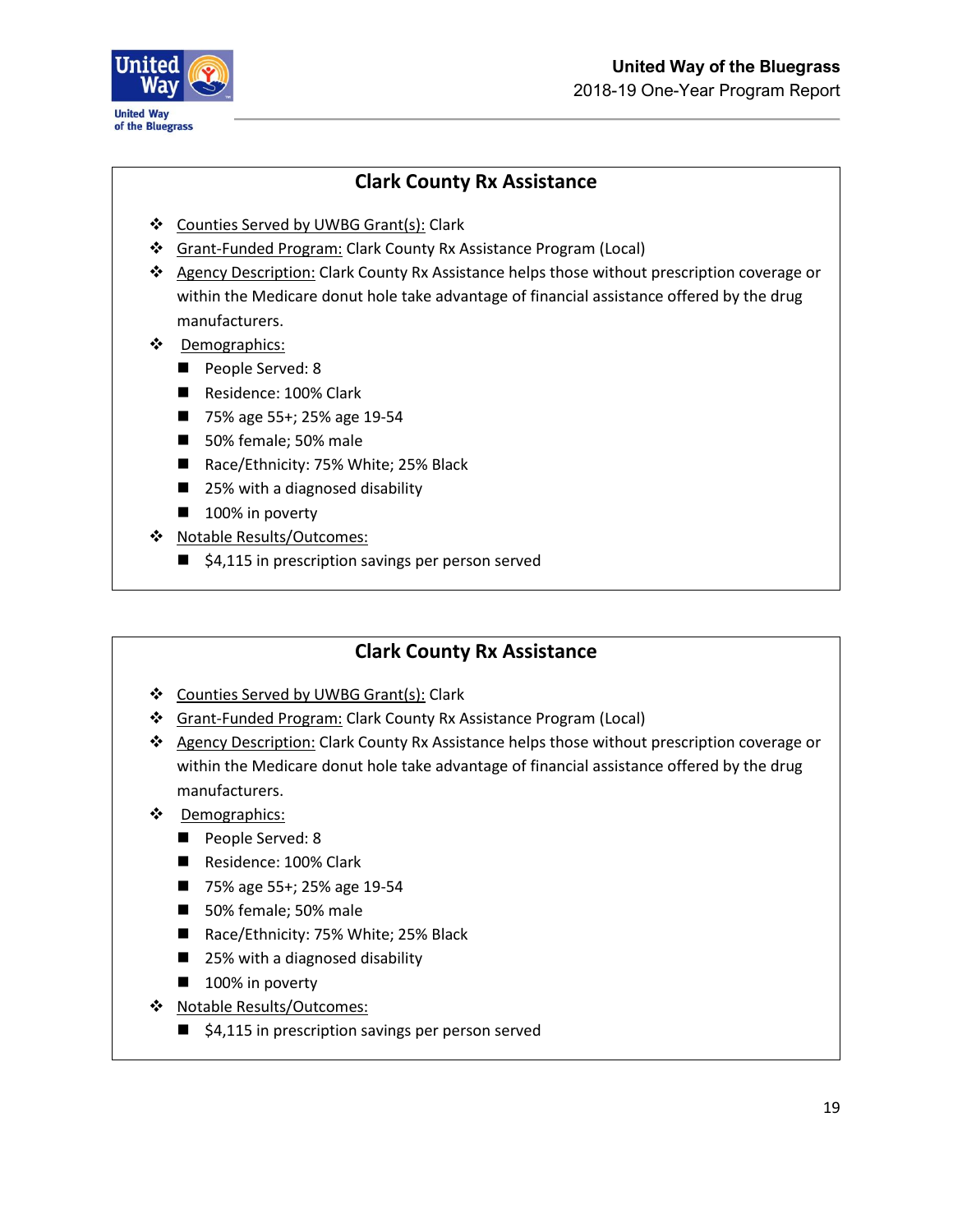## Clark County Rx Assistance

- Counties Served by UWBG Grant(s): Clark
- Grant-Funded Program: Clark County Rx Assistance Program (Local)
- Agency Description: Clark County Rx Assistance helps those without prescription coverage or within the Medicare donut hole take advantage of financial assistance offered by the drug manufacturers.
- Demographics:
  - People Served: 8
  - Residence: 100% Clark
  - 75% age 55+; 25% age 19-54
  - 50% female; 50% male
  - Race/Ethnicity: 75% White; 25% Black
  - 25% with a diagnosed disability
  - 100% in poverty
- Notable Results/Outcomes:
  - $4,115 in prescription savings per person served

## Clark County Rx Assistance

- Counties Served by UWBG Grant(s): Clark
- Grant-Funded Program: Clark County Rx Assistance Program (Local)
- Agency Description: Clark County Rx Assistance helps those without prescription coverage or within the Medicare donut hole take advantage of financial assistance offered by the drug manufacturers.
- Demographics:
  - People Served: 8
  - Residence: 100% Clark
  - 75% age 55+; 25% age 19-54
  - 50% female; 50% male
  - Race/Ethnicity: 75% White; 25% Black
  - 25% with a diagnosed disability
  - 100% in poverty
- Notable Results/Outcomes:
  - $4,115 in prescription savings per person served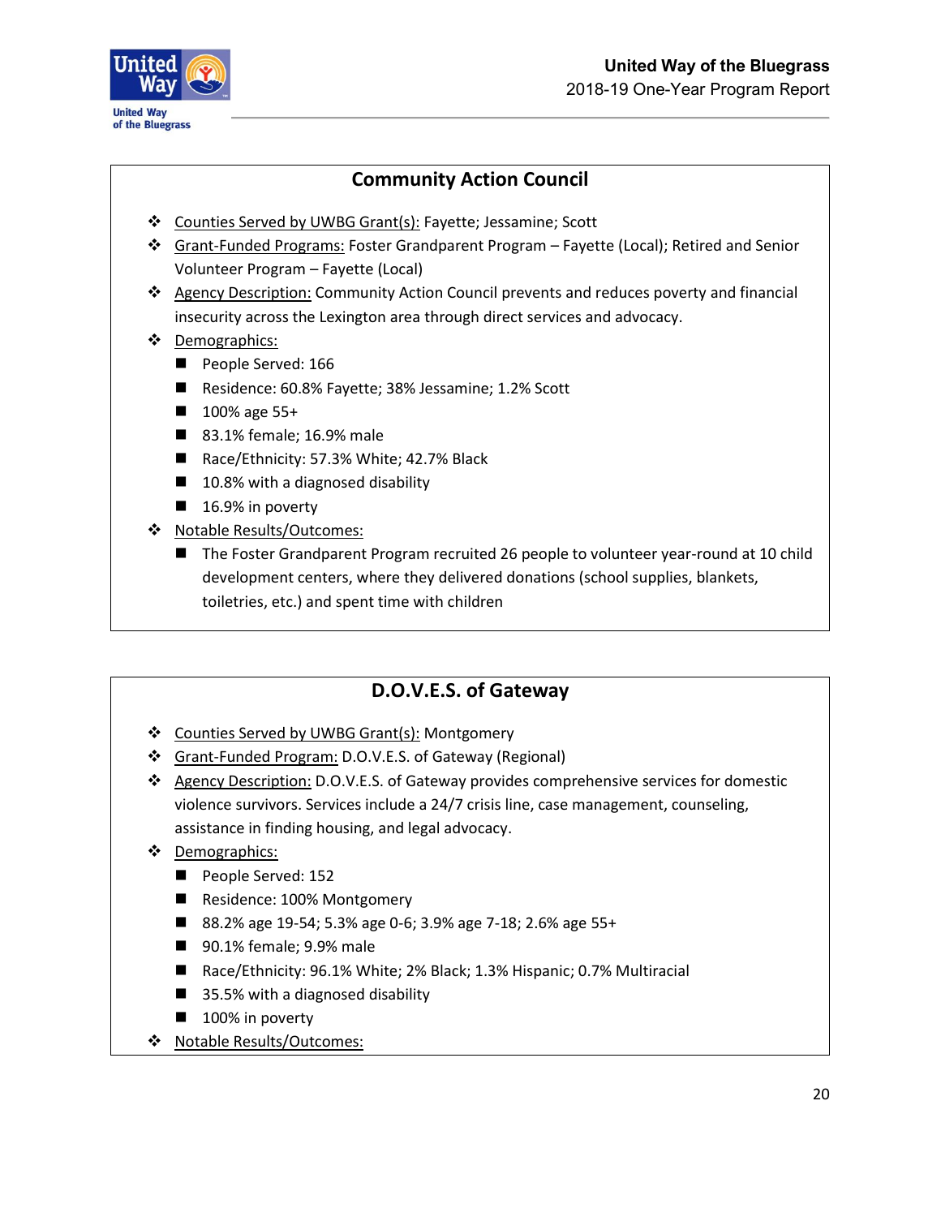## Community Action Council

- Counties Served by UWBG Grant(s): Fayette; Jessamine; Scott
- Grant-Funded Programs: Foster Grandparent Program – Fayette (Local); Retired and Senior Volunteer Program – Fayette (Local)
- Agency Description: Community Action Council prevents and reduces poverty and financial insecurity across the Lexington area through direct services and advocacy.
- Demographics:
  - People Served: 166
  - Residence: 60.8% Fayette; 38% Jessamine; 1.2% Scott
  - 100% age 55+
  - 83.1% female; 16.9% male
  - Race/Ethnicity: 57.3% White; 42.7% Black
  - 10.8% with a diagnosed disability
  - 16.9% in poverty
- Notable Results/Outcomes:
  - The Foster Grandparent Program recruited 26 people to volunteer year-round at 10 child development centers, where they delivered donations (school supplies, blankets, toiletries, etc.) and spent time with children

## D.O.V.E.S. of Gateway

- Counties Served by UWBG Grant(s): Montgomery
- Grant-Funded Program: D.O.V.E.S. of Gateway (Regional)
- Agency Description: D.O.V.E.S. of Gateway provides comprehensive services for domestic violence survivors. Services include a 24/7 crisis line, case management, counseling, assistance in finding housing, and legal advocacy.
- Demographics:
  - People Served: 152
  - Residence: 100% Montgomery
  - 88.2% age 19-54; 5.3% age 0-6; 3.9% age 7-18; 2.6% age 55+
  - 90.1% female; 9.9% male
  - Race/Ethnicity: 96.1% White; 2% Black; 1.3% Hispanic; 0.7% Multiracial
  - 35.5% with a diagnosed disability
  - 100% in poverty
- Notable Results/Outcomes: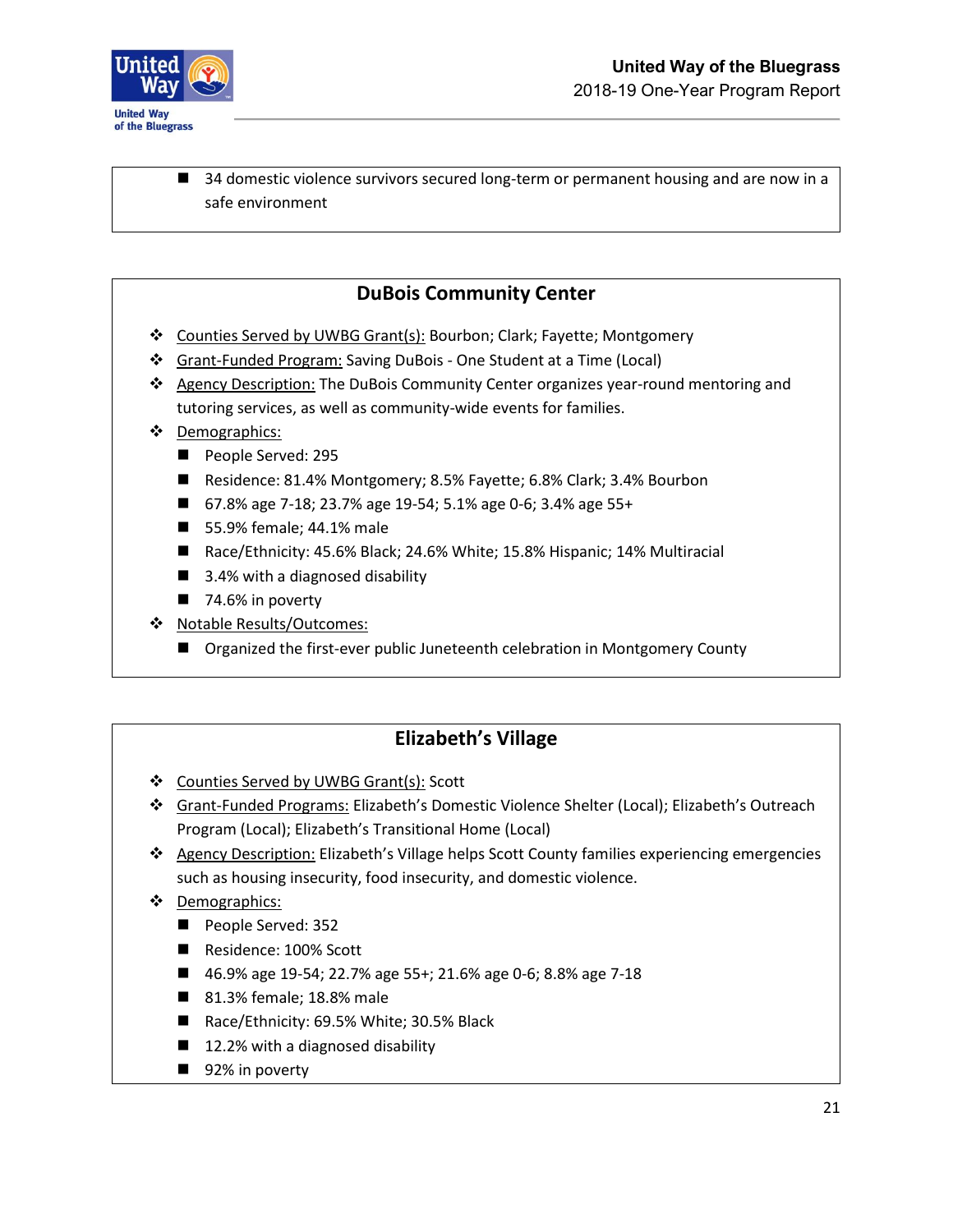- 34 domestic violence survivors secured long-term or permanent housing and are now in a safe environment

## DuBois Community Center

- Counties Served by UWBG Grant(s): Bourbon; Clark; Fayette; Montgomery
- Grant-Funded Program: Saving DuBois - One Student at a Time (Local)
- Agency Description: The DuBois Community Center organizes year-round mentoring and tutoring services, as well as community-wide events for families.
- Demographics:
  - People Served: 295
  - Residence: 81.4% Montgomery; 8.5% Fayette; 6.8% Clark; 3.4% Bourbon
  - 67.8% age 7-18; 23.7% age 19-54; 5.1% age 0-6; 3.4% age 55+
  - 55.9% female; 44.1% male
  - Race/Ethnicity: 45.6% Black; 24.6% White; 15.8% Hispanic; 14% Multiracial
  - 3.4% with a diagnosed disability
  - 74.6% in poverty
- Notable Results/Outcomes:
  - Organized the first-ever public Juneteenth celebration in Montgomery County

## Elizabeth's Village

- Counties Served by UWBG Grant(s): Scott
- Grant-Funded Programs: Elizabeth's Domestic Violence Shelter (Local); Elizabeth's Outreach Program (Local); Elizabeth's Transitional Home (Local)
- Agency Description: Elizabeth's Village helps Scott County families experiencing emergencies such as housing insecurity, food insecurity, and domestic violence.
- Demographics:
  - People Served: 352
  - Residence: 100% Scott
  - 46.9% age 19-54; 22.7% age 55+; 21.6% age 0-6; 8.8% age 7-18
  - 81.3% female; 18.8% male
  - Race/Ethnicity: 69.5% White; 30.5% Black
  - 12.2% with a diagnosed disability
  - 92% in poverty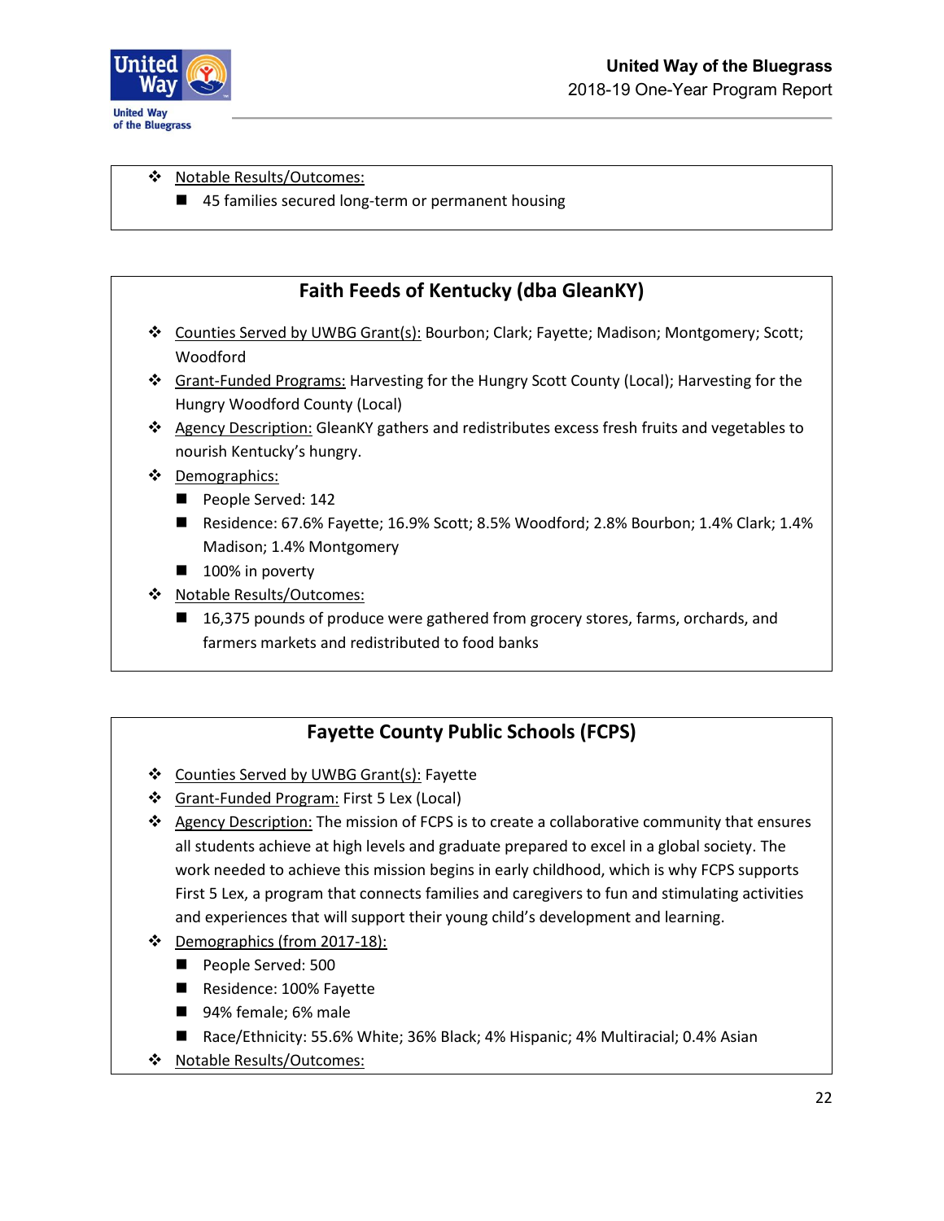- Notable Results/Outcomes:
  - 45 families secured long-term or permanent housing

## Faith Feeds of Kentucky (dba GleanKY)

- Counties Served by UWBG Grant(s): Bourbon; Clark; Fayette; Madison; Montgomery; Scott; Woodford
- Grant-Funded Programs: Harvesting for the Hungry Scott County (Local); Harvesting for the Hungry Woodford County (Local)
- Agency Description: GleanKY gathers and redistributes excess fresh fruits and vegetables to nourish Kentucky's hungry.
- Demographics:
  - People Served: 142
  - Residence: 67.6% Fayette; 16.9% Scott; 8.5% Woodford; 2.8% Bourbon; 1.4% Clark; 1.4% Madison; 1.4% Montgomery
  - 100% in poverty
- Notable Results/Outcomes:
  - 16,375 pounds of produce were gathered from grocery stores, farms, orchards, and farmers markets and redistributed to food banks

## Fayette County Public Schools (FCPS)

- Counties Served by UWBG Grant(s): Fayette
- Grant-Funded Program: First 5 Lex (Local)
- Agency Description: The mission of FCPS is to create a collaborative community that ensures all students achieve at high levels and graduate prepared to excel in a global society. The work needed to achieve this mission begins in early childhood, which is why FCPS supports First 5 Lex, a program that connects families and caregivers to fun and stimulating activities and experiences that will support their young child's development and learning.
- Demographics (from 2017-18):
  - People Served: 500
  - Residence: 100% Fayette
  - 94% female; 6% male
  - Race/Ethnicity: 55.6% White; 36% Black; 4% Hispanic; 4% Multiracial; 0.4% Asian
- Notable Results/Outcomes: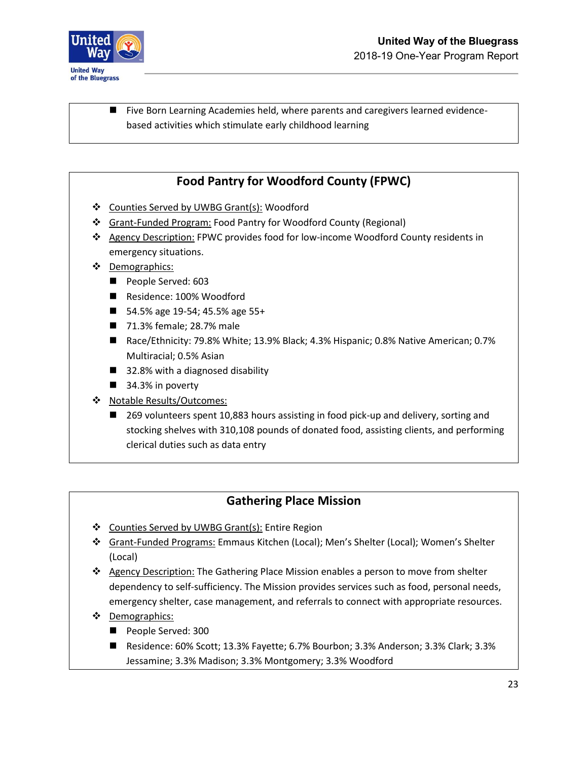- Five Born Learning Academies held, where parents and caregivers learned evidence-based activities which stimulate early childhood learning

## Food Pantry for Woodford County (FPWC)

- Counties Served by UWBG Grant(s): Woodford
- Grant-Funded Program: Food Pantry for Woodford County (Regional)
- Agency Description: FPWC provides food for low-income Woodford County residents in emergency situations.
- Demographics:
  - People Served: 603
  - Residence: 100% Woodford
  - 54.5% age 19-54; 45.5% age 55+
  - 71.3% female; 28.7% male
  - Race/Ethnicity: 79.8% White; 13.9% Black; 4.3% Hispanic; 0.8% Native American; 0.7% Multiracial; 0.5% Asian
  - 32.8% with a diagnosed disability
  - 34.3% in poverty
- Notable Results/Outcomes:
  - 269 volunteers spent 10,883 hours assisting in food pick-up and delivery, sorting and stocking shelves with 310,108 pounds of donated food, assisting clients, and performing clerical duties such as data entry

## Gathering Place Mission

- Counties Served by UWBG Grant(s): Entire Region
- Grant-Funded Programs: Emmaus Kitchen (Local); Men's Shelter (Local); Women's Shelter (Local)
- Agency Description: The Gathering Place Mission enables a person to move from shelter dependency to self-sufficiency. The Mission provides services such as food, personal needs, emergency shelter, case management, and referrals to connect with appropriate resources.
- Demographics:
  - People Served: 300
  - Residence: 60% Scott; 13.3% Fayette; 6.7% Bourbon; 3.3% Anderson; 3.3% Clark; 3.3% Jessamine; 3.3% Madison; 3.3% Montgomery; 3.3% Woodford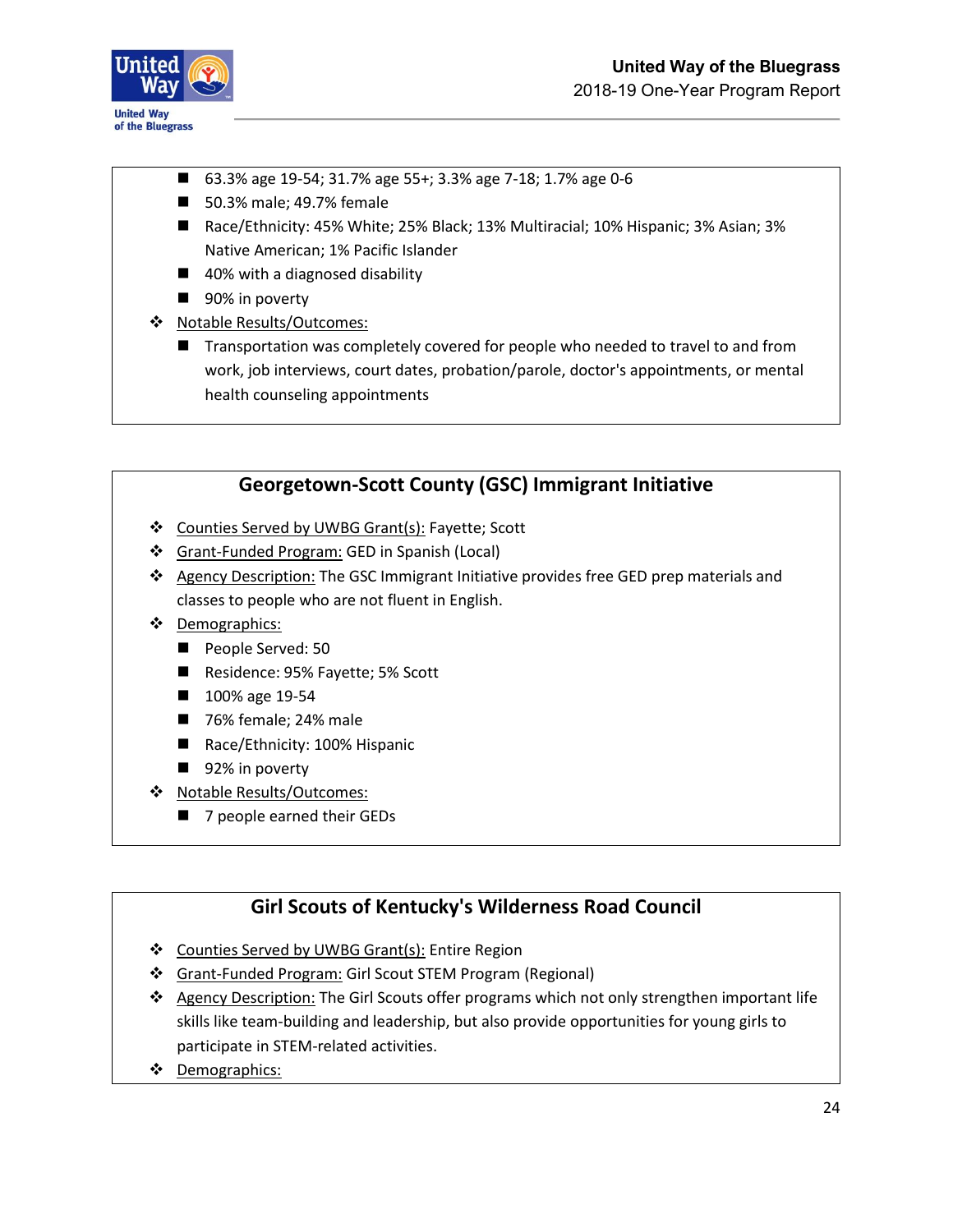- 63.3% age 19-54; 31.7% age 55+; 3.3% age 7-18; 1.7% age 0-6
- 50.3% male; 49.7% female
- Race/Ethnicity: 45% White; 25% Black; 13% Multiracial; 10% Hispanic; 3% Asian; 3% Native American; 1% Pacific Islander
- 40% with a diagnosed disability
- 90% in poverty

- Notable Results/Outcomes:
  - Transportation was completely covered for people who needed to travel to and from work, job interviews, court dates, probation/parole, doctor's appointments, or mental health counseling appointments

## Georgetown-Scott County (GSC) Immigrant Initiative

- Counties Served by UWBG Grant(s): Fayette; Scott
- Grant-Funded Program: GED in Spanish (Local)
- Agency Description: The GSC Immigrant Initiative provides free GED prep materials and classes to people who are not fluent in English.
- Demographics:
  - People Served: 50
  - Residence: 95% Fayette; 5% Scott
  - 100% age 19-54
  - 76% female; 24% male
  - Race/Ethnicity: 100% Hispanic
  - 92% in poverty
- Notable Results/Outcomes:
  - 7 people earned their GEDs

## Girl Scouts of Kentucky's Wilderness Road Council

- Counties Served by UWBG Grant(s): Entire Region
- Grant-Funded Program: Girl Scout STEM Program (Regional)
- Agency Description: The Girl Scouts offer programs which not only strengthen important life skills like team-building and leadership, but also provide opportunities for young girls to participate in STEM-related activities.
- Demographics: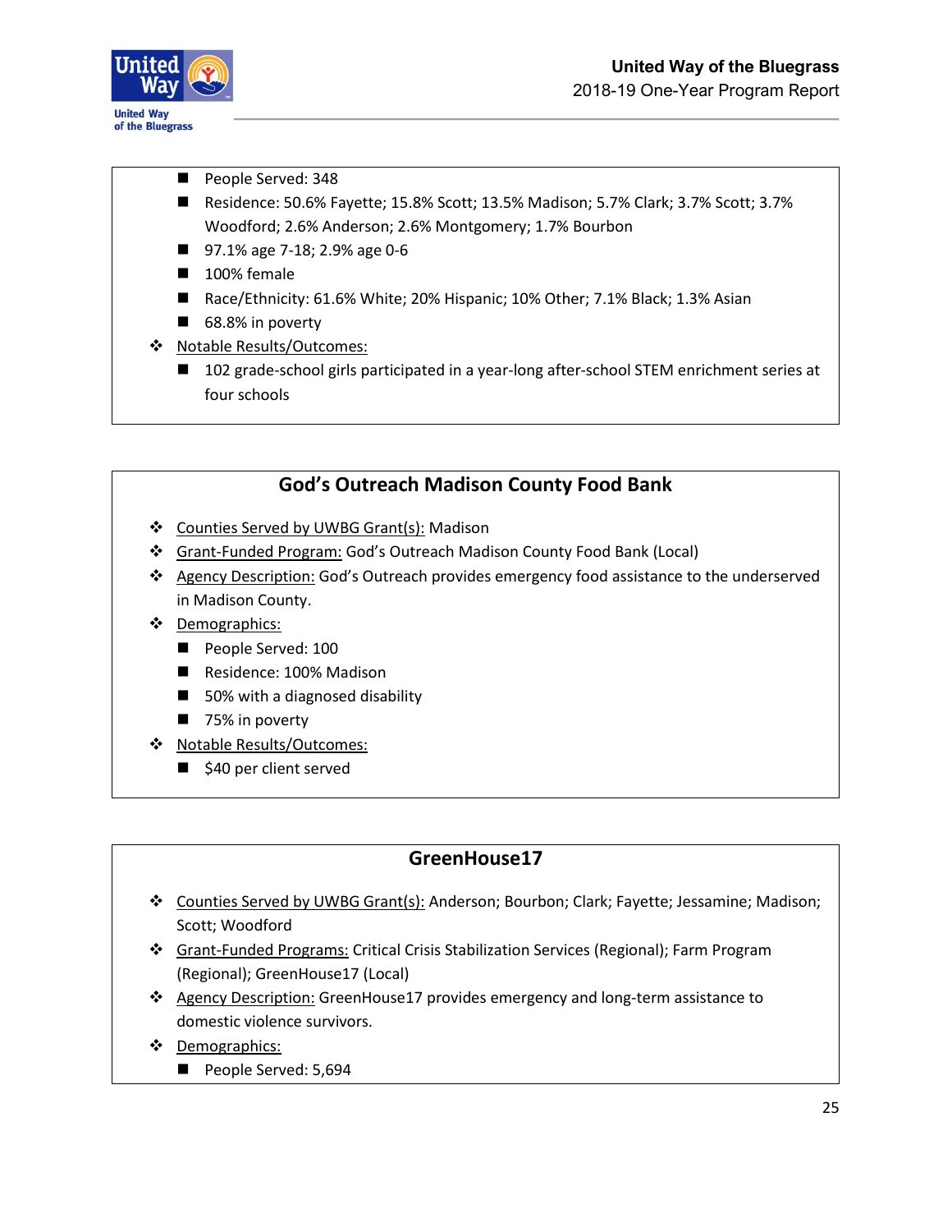- People Served: 348
- Residence: 50.6% Fayette; 15.8% Scott; 13.5% Madison; 5.7% Clark; 3.7% Scott; 3.7% Woodford; 2.6% Anderson; 2.6% Montgomery; 1.7% Bourbon
- 97.1% age 7-18; 2.9% age 0-6
- 100% female
- Race/Ethnicity: 61.6% White; 20% Hispanic; 10% Other; 7.1% Black; 1.3% Asian
- 68.8% in poverty

- Notable Results/Outcomes:
  - 102 grade-school girls participated in a year-long after-school STEM enrichment series at four schools

## God's Outreach Madison County Food Bank

- Counties Served by UWBG Grant(s): Madison
- Grant-Funded Program: God's Outreach Madison County Food Bank (Local)
- Agency Description: God's Outreach provides emergency food assistance to the underserved in Madison County.
- Demographics:
  - People Served: 100
  - Residence: 100% Madison
  - 50% with a diagnosed disability
  - 75% in poverty
- Notable Results/Outcomes:
  - $40 per client served

## GreenHouse17

- Counties Served by UWBG Grant(s): Anderson; Bourbon; Clark; Fayette; Jessamine; Madison; Scott; Woodford
- Grant-Funded Programs: Critical Crisis Stabilization Services (Regional); Farm Program (Regional); GreenHouse17 (Local)
- Agency Description: GreenHouse17 provides emergency and long-term assistance to domestic violence survivors.
- Demographics:
  - People Served: 5,694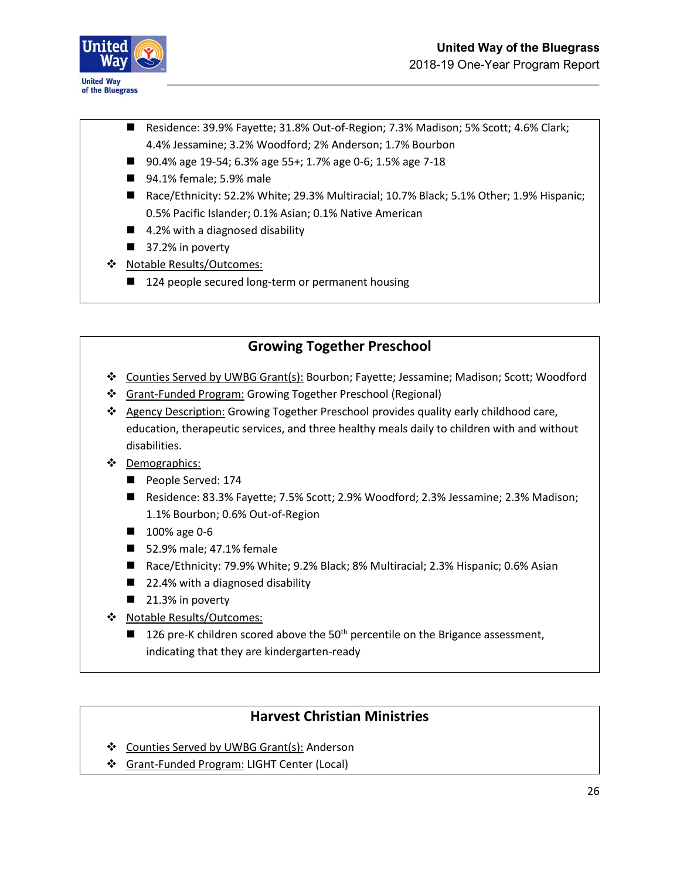- Residence: 39.9% Fayette; 31.8% Out-of-Region; 7.3% Madison; 5% Scott; 4.6% Clark; 4.4% Jessamine; 3.2% Woodford; 2% Anderson; 1.7% Bourbon
- 90.4% age 19-54; 6.3% age 55+; 1.7% age 0-6; 1.5% age 7-18
- 94.1% female; 5.9% male
- Race/Ethnicity: 52.2% White; 29.3% Multiracial; 10.7% Black; 5.1% Other; 1.9% Hispanic; 0.5% Pacific Islander; 0.1% Asian; 0.1% Native American
- 4.2% with a diagnosed disability
- 37.2% in poverty

❖ Notable Results/Outcomes:
- 124 people secured long-term or permanent housing

## Growing Together Preschool

❖ Counties Served by UWBG Grant(s): Bourbon; Fayette; Jessamine; Madison; Scott; Woodford

❖ Grant-Funded Program: Growing Together Preschool (Regional)

❖ Agency Description: Growing Together Preschool provides quality early childhood care, education, therapeutic services, and three healthy meals daily to children with and without disabilities.

❖ Demographics:
- People Served: 174
- Residence: 83.3% Fayette; 7.5% Scott; 2.9% Woodford; 2.3% Jessamine; 2.3% Madison; 1.1% Bourbon; 0.6% Out-of-Region
- 100% age 0-6
- 52.9% male; 47.1% female
- Race/Ethnicity: 79.9% White; 9.2% Black; 8% Multiracial; 2.3% Hispanic; 0.6% Asian
- 22.4% with a diagnosed disability
- 21.3% in poverty

❖ Notable Results/Outcomes:
- 126 pre-K children scored above the 50th percentile on the Brigance assessment, indicating that they are kindergarten-ready

## Harvest Christian Ministries

❖ Counties Served by UWBG Grant(s): Anderson

❖ Grant-Funded Program: LIGHT Center (Local)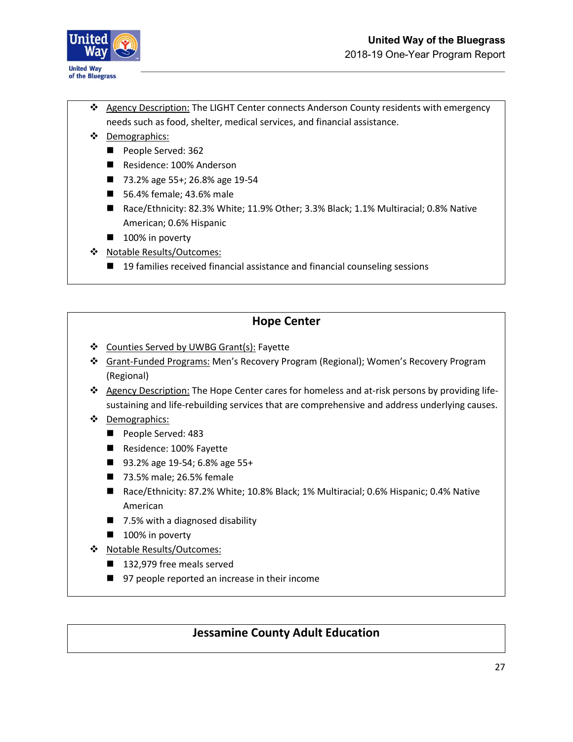- Agency Description: The LIGHT Center connects Anderson County residents with emergency needs such as food, shelter, medical services, and financial assistance.
- Demographics:
  - People Served: 362
  - Residence: 100% Anderson
  - 73.2% age 55+; 26.8% age 19-54
  - 56.4% female; 43.6% male
  - Race/Ethnicity: 82.3% White; 11.9% Other; 3.3% Black; 1.1% Multiracial; 0.8% Native American; 0.6% Hispanic
  - 100% in poverty
- Notable Results/Outcomes:
  - 19 families received financial assistance and financial counseling sessions

## Hope Center

- Counties Served by UWBG Grant(s): Fayette
- Grant-Funded Programs: Men's Recovery Program (Regional); Women's Recovery Program (Regional)
- Agency Description: The Hope Center cares for homeless and at-risk persons by providing life-sustaining and life-rebuilding services that are comprehensive and address underlying causes.
- Demographics:
  - People Served: 483
  - Residence: 100% Fayette
  - 93.2% age 19-54; 6.8% age 55+
  - 73.5% male; 26.5% female
  - Race/Ethnicity: 87.2% White; 10.8% Black; 1% Multiracial; 0.6% Hispanic; 0.4% Native American
  - 7.5% with a diagnosed disability
  - 100% in poverty
- Notable Results/Outcomes:
  - 132,979 free meals served
  - 97 people reported an increase in their income

## Jessamine County Adult Education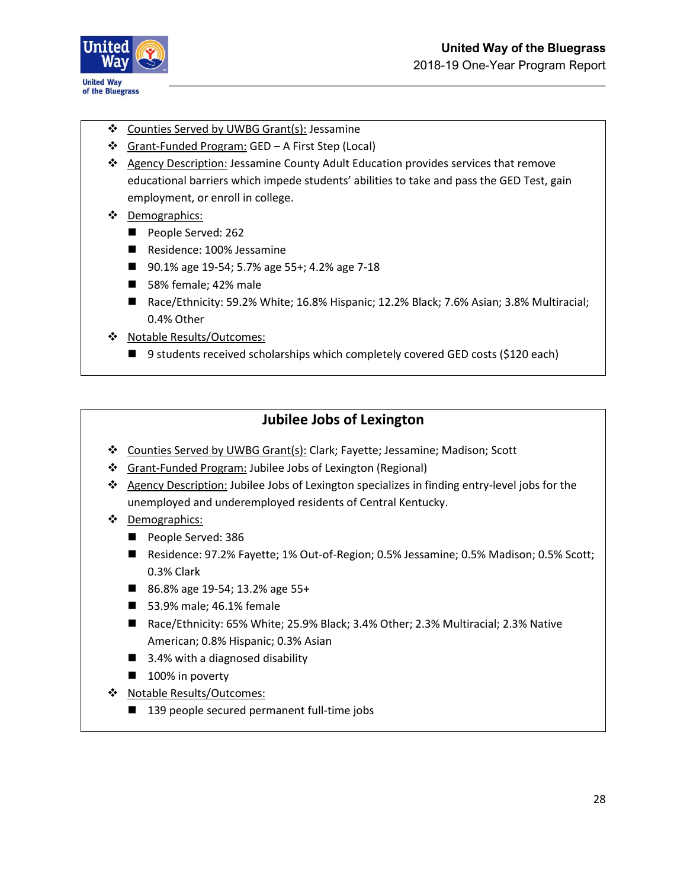- Counties Served by UWBG Grant(s): Jessamine
- Grant-Funded Program: GED – A First Step (Local)
- Agency Description: Jessamine County Adult Education provides services that remove educational barriers which impede students' abilities to take and pass the GED Test, gain employment, or enroll in college.
- Demographics:
  - People Served: 262
  - Residence: 100% Jessamine
  - 90.1% age 19-54; 5.7% age 55+; 4.2% age 7-18
  - 58% female; 42% male
  - Race/Ethnicity: 59.2% White; 16.8% Hispanic; 12.2% Black; 7.6% Asian; 3.8% Multiracial; 0.4% Other
- Notable Results/Outcomes:
  - 9 students received scholarships which completely covered GED costs ($120 each)

## Jubilee Jobs of Lexington

- Counties Served by UWBG Grant(s): Clark; Fayette; Jessamine; Madison; Scott
- Grant-Funded Program: Jubilee Jobs of Lexington (Regional)
- Agency Description: Jubilee Jobs of Lexington specializes in finding entry-level jobs for the unemployed and underemployed residents of Central Kentucky.
- Demographics:
  - People Served: 386
  - Residence: 97.2% Fayette; 1% Out-of-Region; 0.5% Jessamine; 0.5% Madison; 0.5% Scott; 0.3% Clark
  - 86.8% age 19-54; 13.2% age 55+
  - 53.9% male; 46.1% female
  - Race/Ethnicity: 65% White; 25.9% Black; 3.4% Other; 2.3% Multiracial; 2.3% Native American; 0.8% Hispanic; 0.3% Asian
  - 3.4% with a diagnosed disability
  - 100% in poverty
- Notable Results/Outcomes:
  - 139 people secured permanent full-time jobs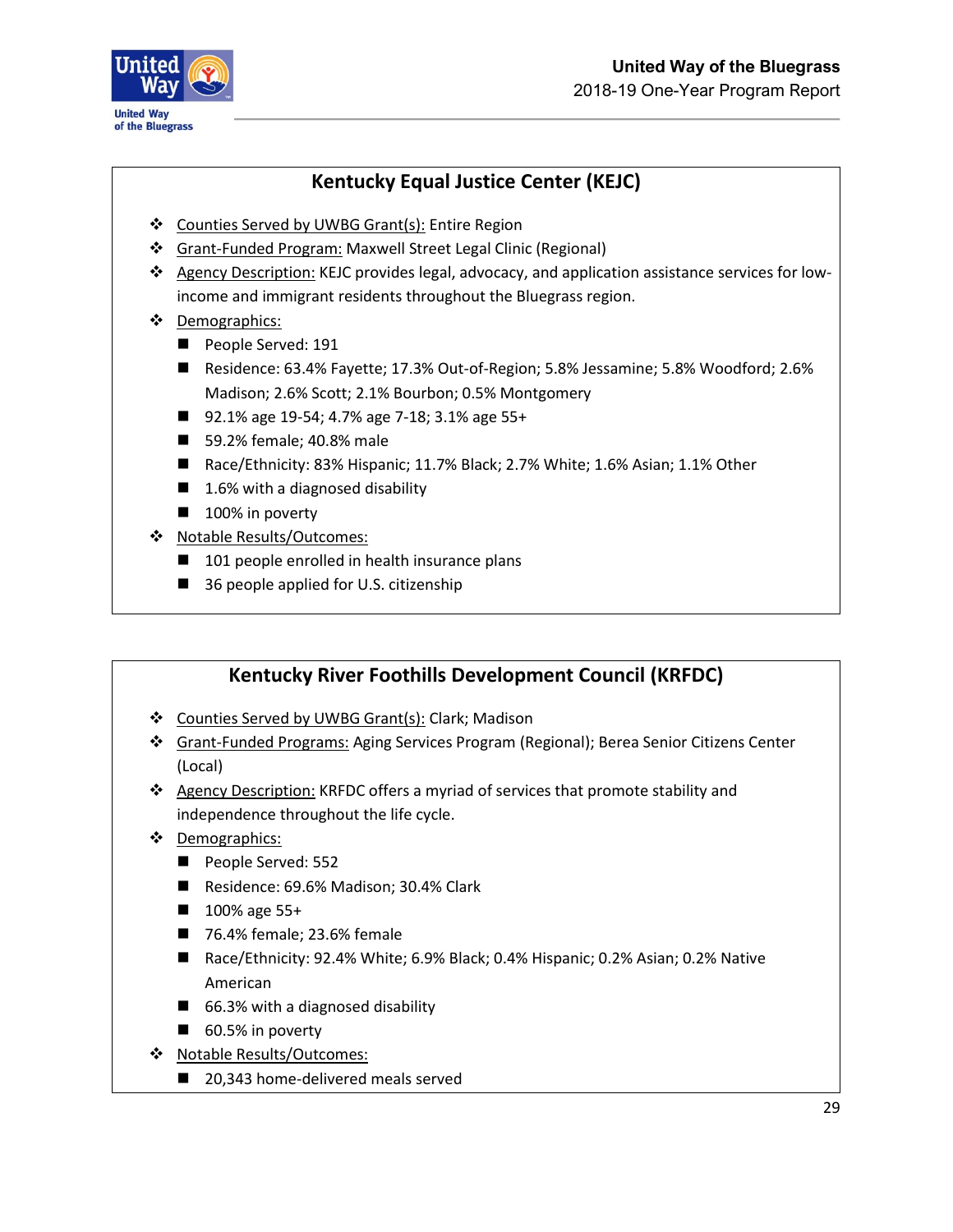## Kentucky Equal Justice Center (KEJC)

- Counties Served by UWBG Grant(s): Entire Region
- Grant-Funded Program: Maxwell Street Legal Clinic (Regional)
- Agency Description: KEJC provides legal, advocacy, and application assistance services for low-income and immigrant residents throughout the Bluegrass region.
- Demographics:
  - People Served: 191
  - Residence: 63.4% Fayette; 17.3% Out-of-Region; 5.8% Jessamine; 5.8% Woodford; 2.6% Madison; 2.6% Scott; 2.1% Bourbon; 0.5% Montgomery
  - 92.1% age 19-54; 4.7% age 7-18; 3.1% age 55+
  - 59.2% female; 40.8% male
  - Race/Ethnicity: 83% Hispanic; 11.7% Black; 2.7% White; 1.6% Asian; 1.1% Other
  - 1.6% with a diagnosed disability
  - 100% in poverty
- Notable Results/Outcomes:
  - 101 people enrolled in health insurance plans
  - 36 people applied for U.S. citizenship

## Kentucky River Foothills Development Council (KRFDC)

- Counties Served by UWBG Grant(s): Clark; Madison
- Grant-Funded Programs: Aging Services Program (Regional); Berea Senior Citizens Center (Local)
- Agency Description: KRFDC offers a myriad of services that promote stability and independence throughout the life cycle.
- Demographics:
  - People Served: 552
  - Residence: 69.6% Madison; 30.4% Clark
  - 100% age 55+
  - 76.4% female; 23.6% female
  - Race/Ethnicity: 92.4% White; 6.9% Black; 0.4% Hispanic; 0.2% Asian; 0.2% Native American
  - 66.3% with a diagnosed disability
  - 60.5% in poverty
- Notable Results/Outcomes:
  - 20,343 home-delivered meals served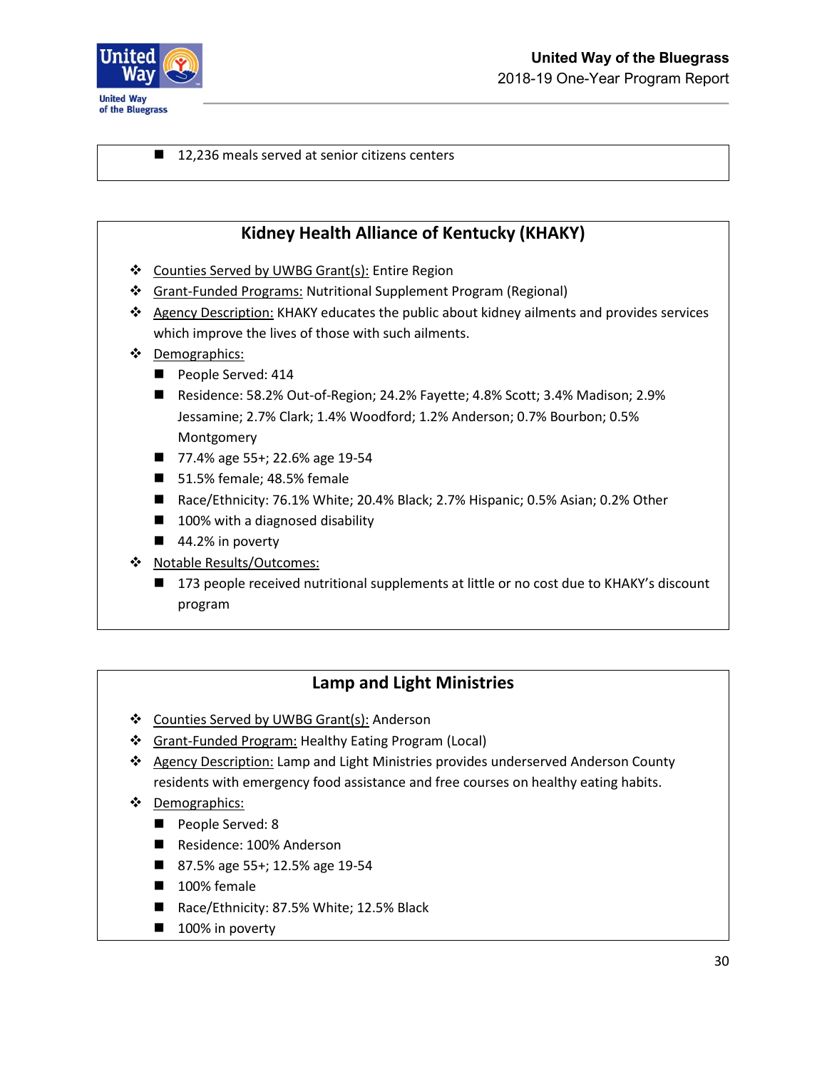- 12,236 meals served at senior citizens centers

## Kidney Health Alliance of Kentucky (KHAKY)

- Counties Served by UWBG Grant(s): Entire Region
- Grant-Funded Programs: Nutritional Supplement Program (Regional)
- Agency Description: KHAKY educates the public about kidney ailments and provides services which improve the lives of those with such ailments.
- Demographics:
  - People Served: 414
  - Residence: 58.2% Out-of-Region; 24.2% Fayette; 4.8% Scott; 3.4% Madison; 2.9% Jessamine; 2.7% Clark; 1.4% Woodford; 1.2% Anderson; 0.7% Bourbon; 0.5% Montgomery
  - 77.4% age 55+; 22.6% age 19-54
  - 51.5% female; 48.5% female
  - Race/Ethnicity: 76.1% White; 20.4% Black; 2.7% Hispanic; 0.5% Asian; 0.2% Other
  - 100% with a diagnosed disability
  - 44.2% in poverty
- Notable Results/Outcomes:
  - 173 people received nutritional supplements at little or no cost due to KHAKY's discount program

## Lamp and Light Ministries

- Counties Served by UWBG Grant(s): Anderson
- Grant-Funded Program: Healthy Eating Program (Local)
- Agency Description: Lamp and Light Ministries provides underserved Anderson County residents with emergency food assistance and free courses on healthy eating habits.
- Demographics:
  - People Served: 8
  - Residence: 100% Anderson
  - 87.5% age 55+; 12.5% age 19-54
  - 100% female
  - Race/Ethnicity: 87.5% White; 12.5% Black
  - 100% in poverty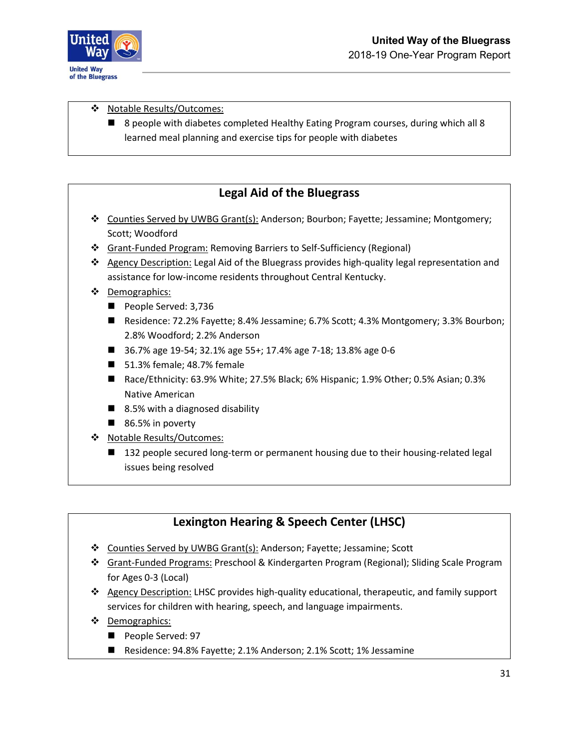- Notable Results/Outcomes:
  - 8 people with diabetes completed Healthy Eating Program courses, during which all 8 learned meal planning and exercise tips for people with diabetes

## Legal Aid of the Bluegrass

- Counties Served by UWBG Grant(s): Anderson; Bourbon; Fayette; Jessamine; Montgomery; Scott; Woodford
- Grant-Funded Program: Removing Barriers to Self-Sufficiency (Regional)
- Agency Description: Legal Aid of the Bluegrass provides high-quality legal representation and assistance for low-income residents throughout Central Kentucky.
- Demographics:
  - People Served: 3,736
  - Residence: 72.2% Fayette; 8.4% Jessamine; 6.7% Scott; 4.3% Montgomery; 3.3% Bourbon; 2.8% Woodford; 2.2% Anderson
  - 36.7% age 19-54; 32.1% age 55+; 17.4% age 7-18; 13.8% age 0-6
  - 51.3% female; 48.7% female
  - Race/Ethnicity: 63.9% White; 27.5% Black; 6% Hispanic; 1.9% Other; 0.5% Asian; 0.3% Native American
  - 8.5% with a diagnosed disability
  - 86.5% in poverty
- Notable Results/Outcomes:
  - 132 people secured long-term or permanent housing due to their housing-related legal issues being resolved

## Lexington Hearing & Speech Center (LHSC)

- Counties Served by UWBG Grant(s): Anderson; Fayette; Jessamine; Scott
- Grant-Funded Programs: Preschool & Kindergarten Program (Regional); Sliding Scale Program for Ages 0-3 (Local)
- Agency Description: LHSC provides high-quality educational, therapeutic, and family support services for children with hearing, speech, and language impairments.
- Demographics:
  - People Served: 97
  - Residence: 94.8% Fayette; 2.1% Anderson; 2.1% Scott; 1% Jessamine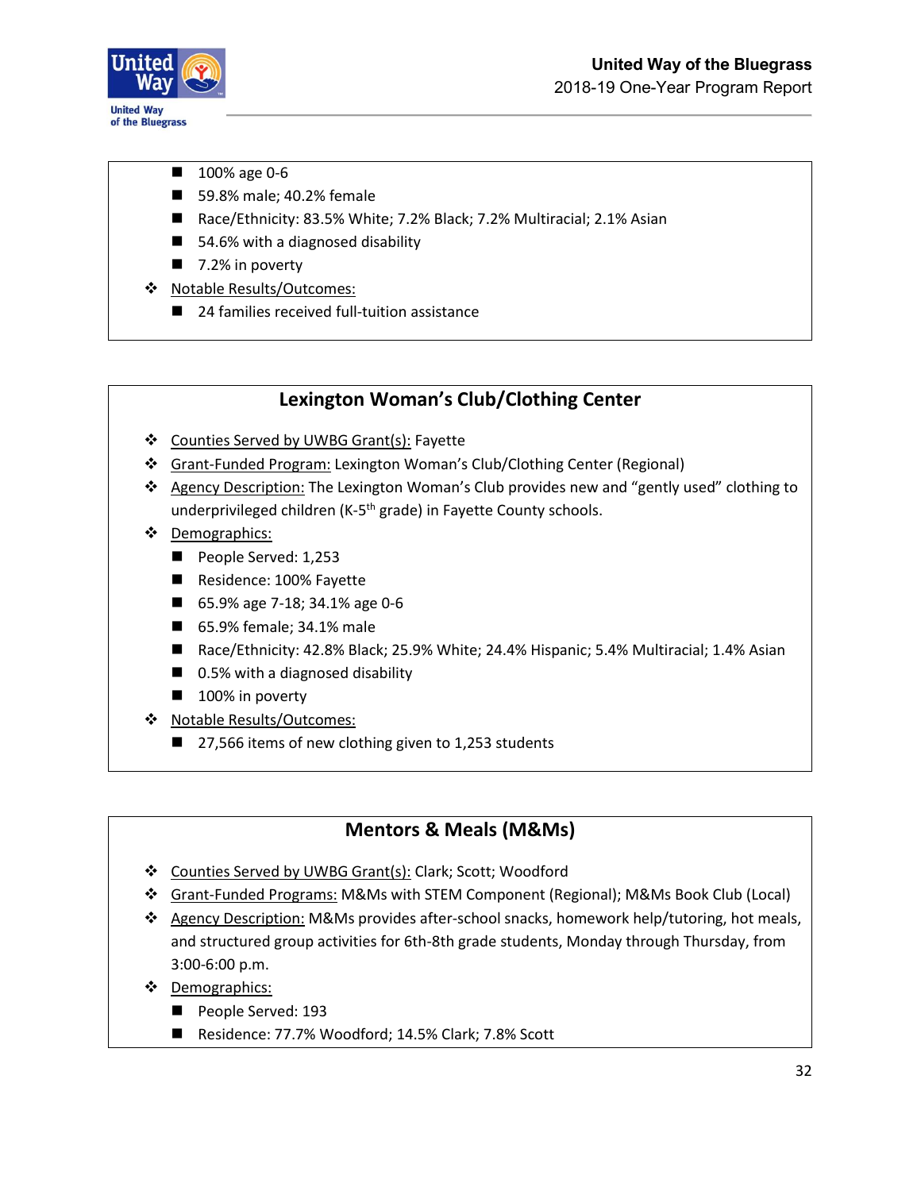- 100% age 0-6
- 59.8% male; 40.2% female
- Race/Ethnicity: 83.5% White; 7.2% Black; 7.2% Multiracial; 2.1% Asian
- 54.6% with a diagnosed disability
- 7.2% in poverty

❖ Notable Results/Outcomes:
- 24 families received full-tuition assistance

## Lexington Woman's Club/Clothing Center

❖ Counties Served by UWBG Grant(s): Fayette

❖ Grant-Funded Program: Lexington Woman's Club/Clothing Center (Regional)

❖ Agency Description: The Lexington Woman's Club provides new and "gently used" clothing to underprivileged children (K-5th grade) in Fayette County schools.

❖ Demographics:
- People Served: 1,253
- Residence: 100% Fayette
- 65.9% age 7-18; 34.1% age 0-6
- 65.9% female; 34.1% male
- Race/Ethnicity: 42.8% Black; 25.9% White; 24.4% Hispanic; 5.4% Multiracial; 1.4% Asian
- 0.5% with a diagnosed disability
- 100% in poverty

❖ Notable Results/Outcomes:
- 27,566 items of new clothing given to 1,253 students

## Mentors & Meals (M&Ms)

❖ Counties Served by UWBG Grant(s): Clark; Scott; Woodford

❖ Grant-Funded Programs: M&Ms with STEM Component (Regional); M&Ms Book Club (Local)

❖ Agency Description: M&Ms provides after-school snacks, homework help/tutoring, hot meals, and structured group activities for 6th-8th grade students, Monday through Thursday, from 3:00-6:00 p.m.

❖ Demographics:
- People Served: 193
- Residence: 77.7% Woodford; 14.5% Clark; 7.8% Scott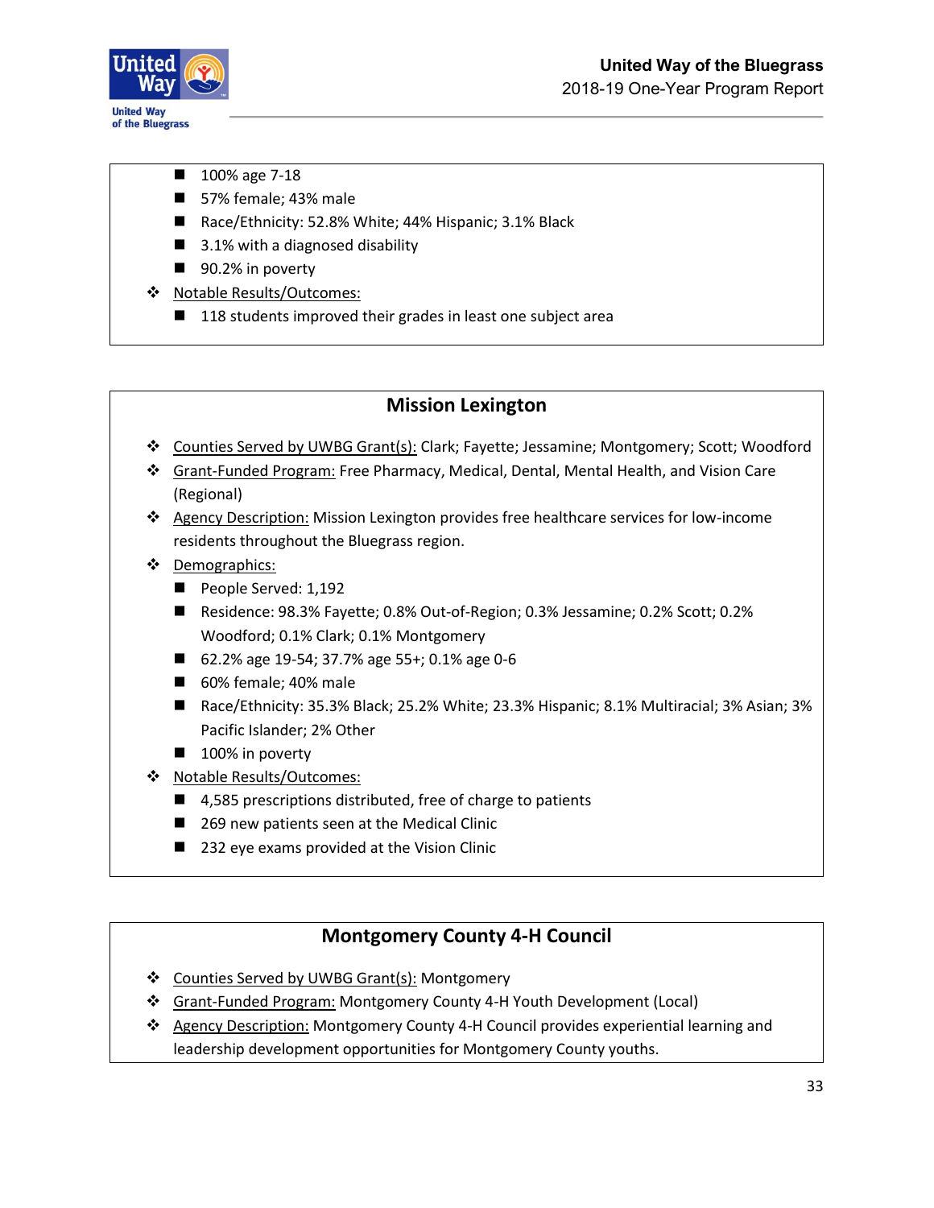- 100% age 7-18
- 57% female; 43% male
- Race/Ethnicity: 52.8% White; 44% Hispanic; 3.1% Black
- 3.1% with a diagnosed disability
- 90.2% in poverty

- Notable Results/Outcomes:
  - 118 students improved their grades in least one subject area

## Mission Lexington

- Counties Served by UWBG Grant(s): Clark; Fayette; Jessamine; Montgomery; Scott; Woodford
- Grant-Funded Program: Free Pharmacy, Medical, Dental, Mental Health, and Vision Care (Regional)
- Agency Description: Mission Lexington provides free healthcare services for low-income residents throughout the Bluegrass region.
- Demographics:
  - People Served: 1,192
  - Residence: 98.3% Fayette; 0.8% Out-of-Region; 0.3% Jessamine; 0.2% Scott; 0.2% Woodford; 0.1% Clark; 0.1% Montgomery
  - 62.2% age 19-54; 37.7% age 55+; 0.1% age 0-6
  - 60% female; 40% male
  - Race/Ethnicity: 35.3% Black; 25.2% White; 23.3% Hispanic; 8.1% Multiracial; 3% Asian; 3% Pacific Islander; 2% Other
  - 100% in poverty
- Notable Results/Outcomes:
  - 4,585 prescriptions distributed, free of charge to patients
  - 269 new patients seen at the Medical Clinic
  - 232 eye exams provided at the Vision Clinic

## Montgomery County 4-H Council

- Counties Served by UWBG Grant(s): Montgomery
- Grant-Funded Program: Montgomery County 4-H Youth Development (Local)
- Agency Description: Montgomery County 4-H Council provides experiential learning and leadership development opportunities for Montgomery County youths.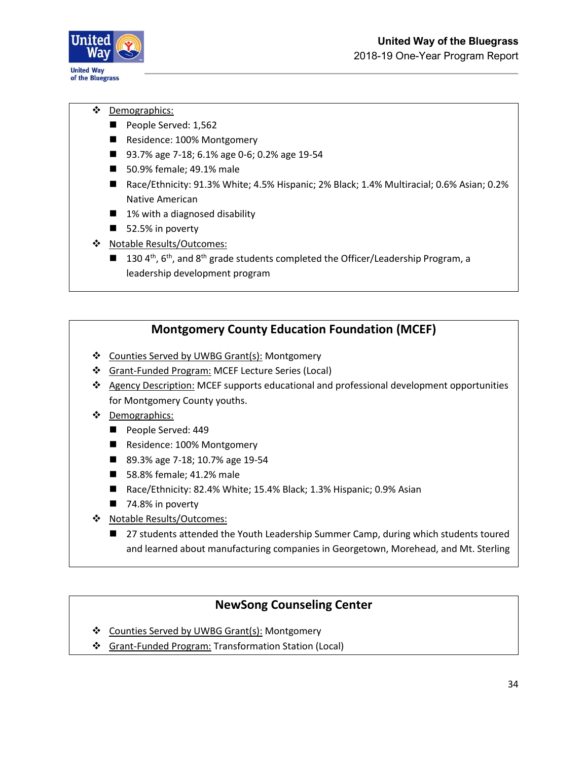- Demographics:
  - People Served: 1,562
  - Residence: 100% Montgomery
  - 93.7% age 7-18; 6.1% age 0-6; 0.2% age 19-54
  - 50.9% female; 49.1% male
  - Race/Ethnicity: 91.3% White; 4.5% Hispanic; 2% Black; 1.4% Multiracial; 0.6% Asian; 0.2% Native American
  - 1% with a diagnosed disability
  - 52.5% in poverty
- Notable Results/Outcomes:
  - 130 4th, 6th, and 8th grade students completed the Officer/Leadership Program, a leadership development program

## Montgomery County Education Foundation (MCEF)

- Counties Served by UWBG Grant(s): Montgomery
- Grant-Funded Program: MCEF Lecture Series (Local)
- Agency Description: MCEF supports educational and professional development opportunities for Montgomery County youths.
- Demographics:
  - People Served: 449
  - Residence: 100% Montgomery
  - 89.3% age 7-18; 10.7% age 19-54
  - 58.8% female; 41.2% male
  - Race/Ethnicity: 82.4% White; 15.4% Black; 1.3% Hispanic; 0.9% Asian
  - 74.8% in poverty
- Notable Results/Outcomes:
  - 27 students attended the Youth Leadership Summer Camp, during which students toured and learned about manufacturing companies in Georgetown, Morehead, and Mt. Sterling

## NewSong Counseling Center

- Counties Served by UWBG Grant(s): Montgomery
- Grant-Funded Program: Transformation Station (Local)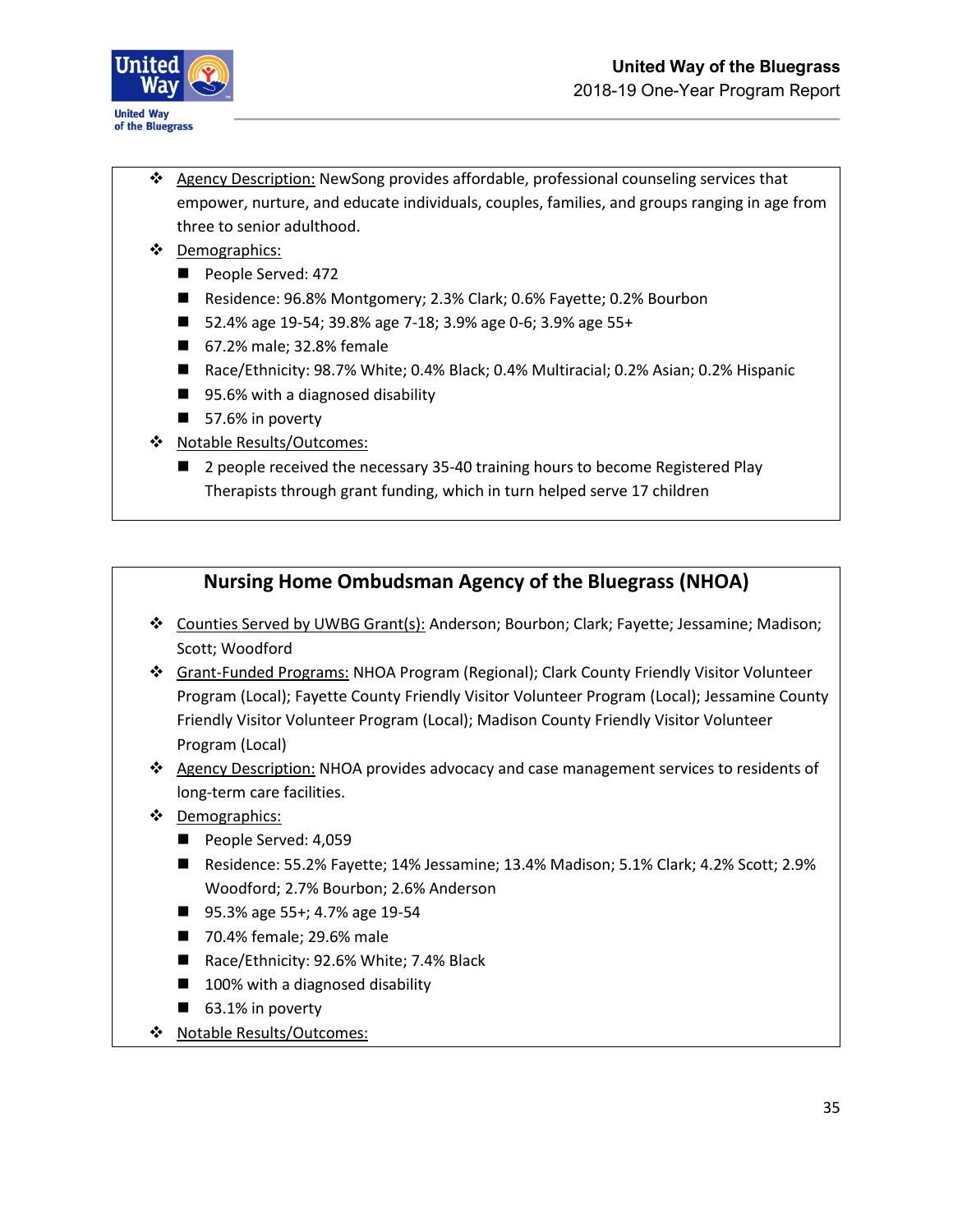- Agency Description: NewSong provides affordable, professional counseling services that empower, nurture, and educate individuals, couples, families, and groups ranging in age from three to senior adulthood.
- Demographics:
  - People Served: 472
  - Residence: 96.8% Montgomery; 2.3% Clark; 0.6% Fayette; 0.2% Bourbon
  - 52.4% age 19-54; 39.8% age 7-18; 3.9% age 0-6; 3.9% age 55+
  - 67.2% male; 32.8% female
  - Race/Ethnicity: 98.7% White; 0.4% Black; 0.4% Multiracial; 0.2% Asian; 0.2% Hispanic
  - 95.6% with a diagnosed disability
  - 57.6% in poverty
- Notable Results/Outcomes:
  - 2 people received the necessary 35-40 training hours to become Registered Play Therapists through grant funding, which in turn helped serve 17 children

## Nursing Home Ombudsman Agency of the Bluegrass (NHOA)

- Counties Served by UWBG Grant(s): Anderson; Bourbon; Clark; Fayette; Jessamine; Madison; Scott; Woodford
- Grant-Funded Programs: NHOA Program (Regional); Clark County Friendly Visitor Volunteer Program (Local); Fayette County Friendly Visitor Volunteer Program (Local); Jessamine County Friendly Visitor Volunteer Program (Local); Madison County Friendly Visitor Volunteer Program (Local)
- Agency Description: NHOA provides advocacy and case management services to residents of long-term care facilities.
- Demographics:
  - People Served: 4,059
  - Residence: 55.2% Fayette; 14% Jessamine; 13.4% Madison; 5.1% Clark; 4.2% Scott; 2.9% Woodford; 2.7% Bourbon; 2.6% Anderson
  - 95.3% age 55+; 4.7% age 19-54
  - 70.4% female; 29.6% male
  - Race/Ethnicity: 92.6% White; 7.4% Black
  - 100% with a diagnosed disability
  - 63.1% in poverty
- Notable Results/Outcomes: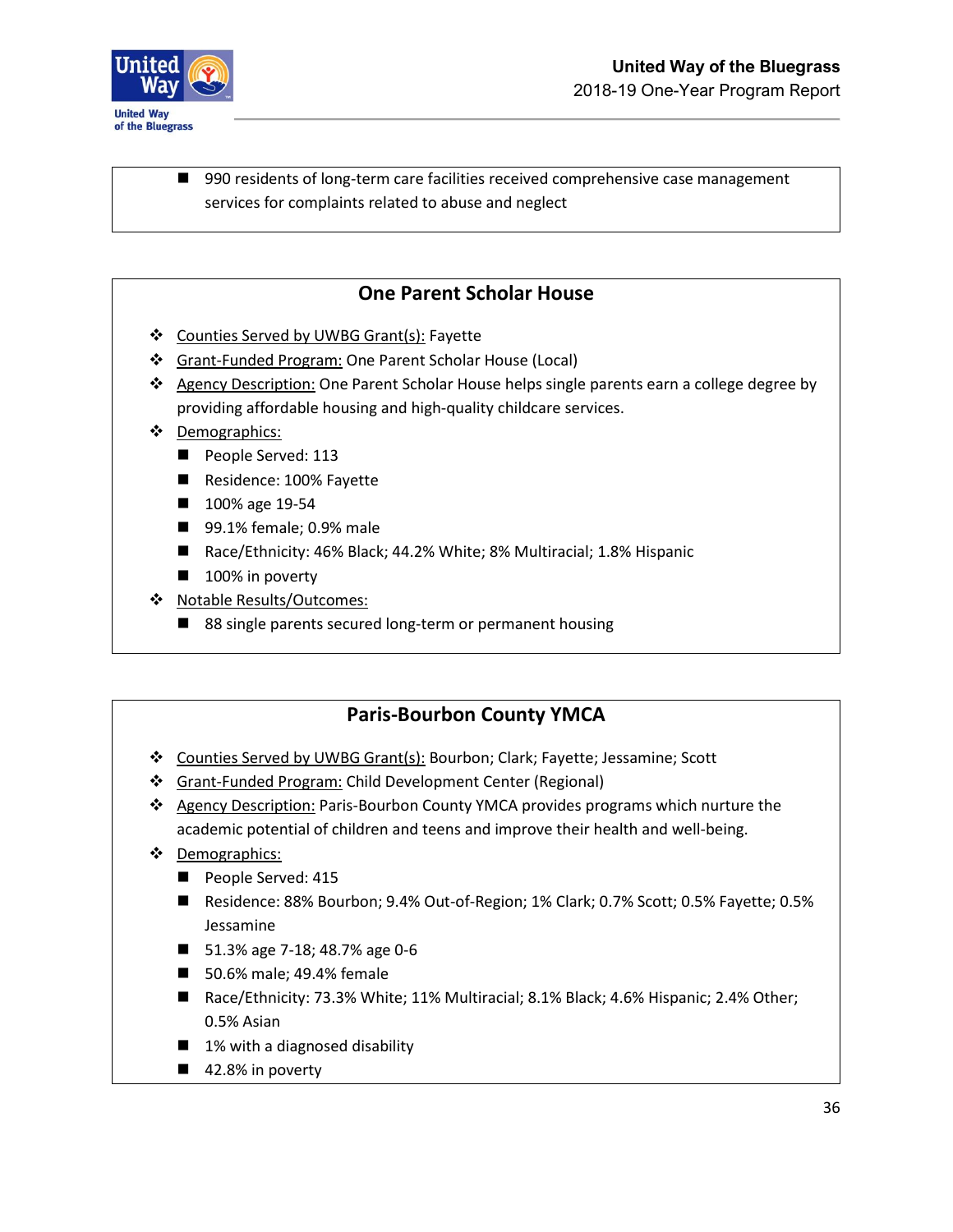- 990 residents of long-term care facilities received comprehensive case management services for complaints related to abuse and neglect

## One Parent Scholar House

- Counties Served by UWBG Grant(s): Fayette
- Grant-Funded Program: One Parent Scholar House (Local)
- Agency Description: One Parent Scholar House helps single parents earn a college degree by providing affordable housing and high-quality childcare services.
- Demographics:
  - People Served: 113
  - Residence: 100% Fayette
  - 100% age 19-54
  - 99.1% female; 0.9% male
  - Race/Ethnicity: 46% Black; 44.2% White; 8% Multiracial; 1.8% Hispanic
  - 100% in poverty
- Notable Results/Outcomes:
  - 88 single parents secured long-term or permanent housing

## Paris-Bourbon County YMCA

- Counties Served by UWBG Grant(s): Bourbon; Clark; Fayette; Jessamine; Scott
- Grant-Funded Program: Child Development Center (Regional)
- Agency Description: Paris-Bourbon County YMCA provides programs which nurture the academic potential of children and teens and improve their health and well-being.
- Demographics:
  - People Served: 415
  - Residence: 88% Bourbon; 9.4% Out-of-Region; 1% Clark; 0.7% Scott; 0.5% Fayette; 0.5% Jessamine
  - 51.3% age 7-18; 48.7% age 0-6
  - 50.6% male; 49.4% female
  - Race/Ethnicity: 73.3% White; 11% Multiracial; 8.1% Black; 4.6% Hispanic; 2.4% Other; 0.5% Asian
  - 1% with a diagnosed disability
  - 42.8% in poverty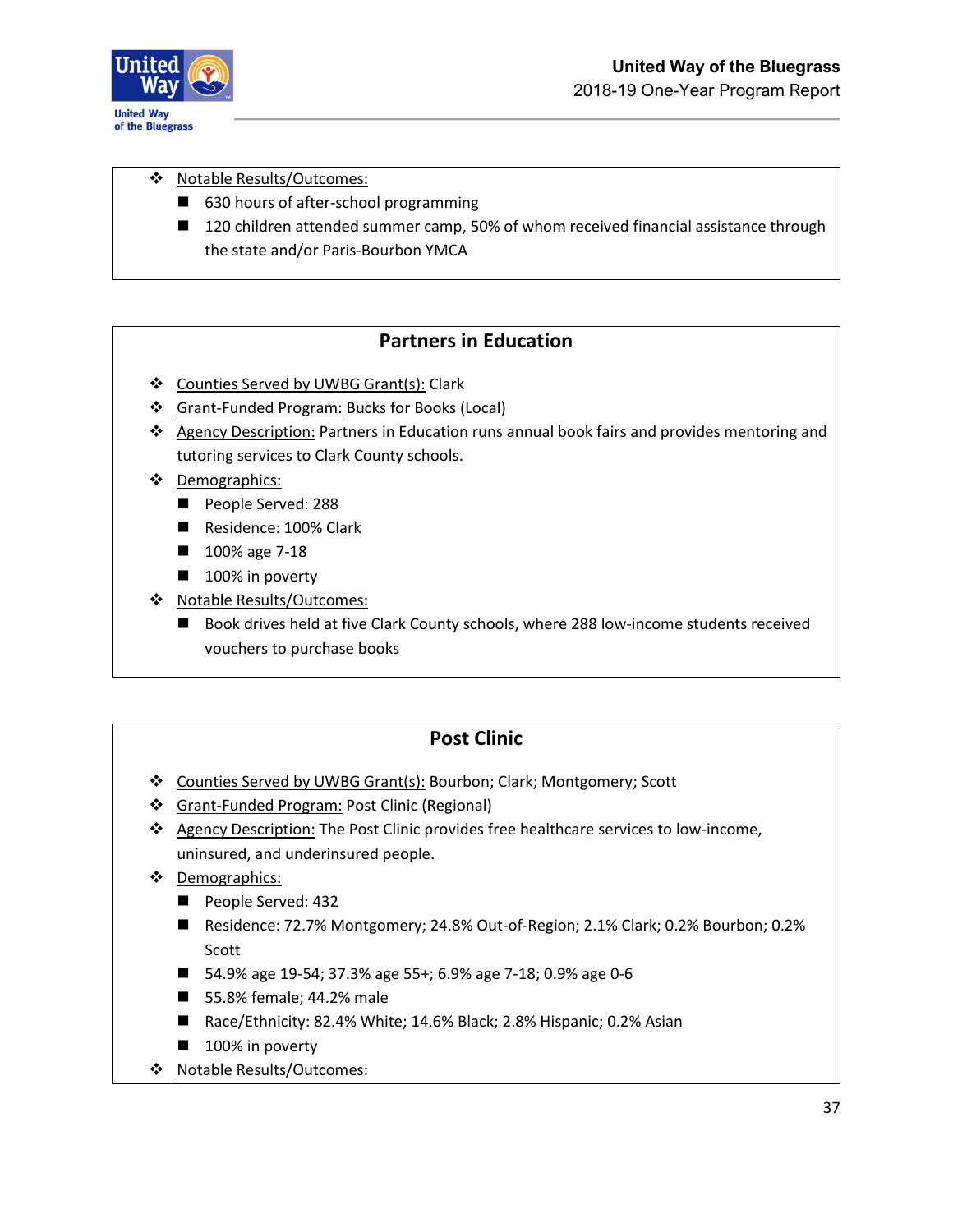- <u>Notable Results/Outcomes:</u>
  - 630 hours of after-school programming
  - 120 children attended summer camp, 50% of whom received financial assistance through the state and/or Paris-Bourbon YMCA

## Partners in Education

- <u>Counties Served by UWBG Grant(s):</u> Clark
- <u>Grant-Funded Program:</u> Bucks for Books (Local)
- <u>Agency Description:</u> Partners in Education runs annual book fairs and provides mentoring and tutoring services to Clark County schools.
- <u>Demographics:</u>
  - People Served: 288
  - Residence: 100% Clark
  - 100% age 7-18
  - 100% in poverty
- <u>Notable Results/Outcomes:</u>
  - Book drives held at five Clark County schools, where 288 low-income students received vouchers to purchase books

## Post Clinic

- <u>Counties Served by UWBG Grant(s):</u> Bourbon; Clark; Montgomery; Scott
- <u>Grant-Funded Program:</u> Post Clinic (Regional)
- <u>Agency Description:</u> The Post Clinic provides free healthcare services to low-income, uninsured, and underinsured people.
- <u>Demographics:</u>
  - People Served: 432
  - Residence: 72.7% Montgomery; 24.8% Out-of-Region; 2.1% Clark; 0.2% Bourbon; 0.2% Scott
  - 54.9% age 19-54; 37.3% age 55+; 6.9% age 7-18; 0.9% age 0-6
  - 55.8% female; 44.2% male
  - Race/Ethnicity: 82.4% White; 14.6% Black; 2.8% Hispanic; 0.2% Asian
  - 100% in poverty
- <u>Notable Results/Outcomes:</u>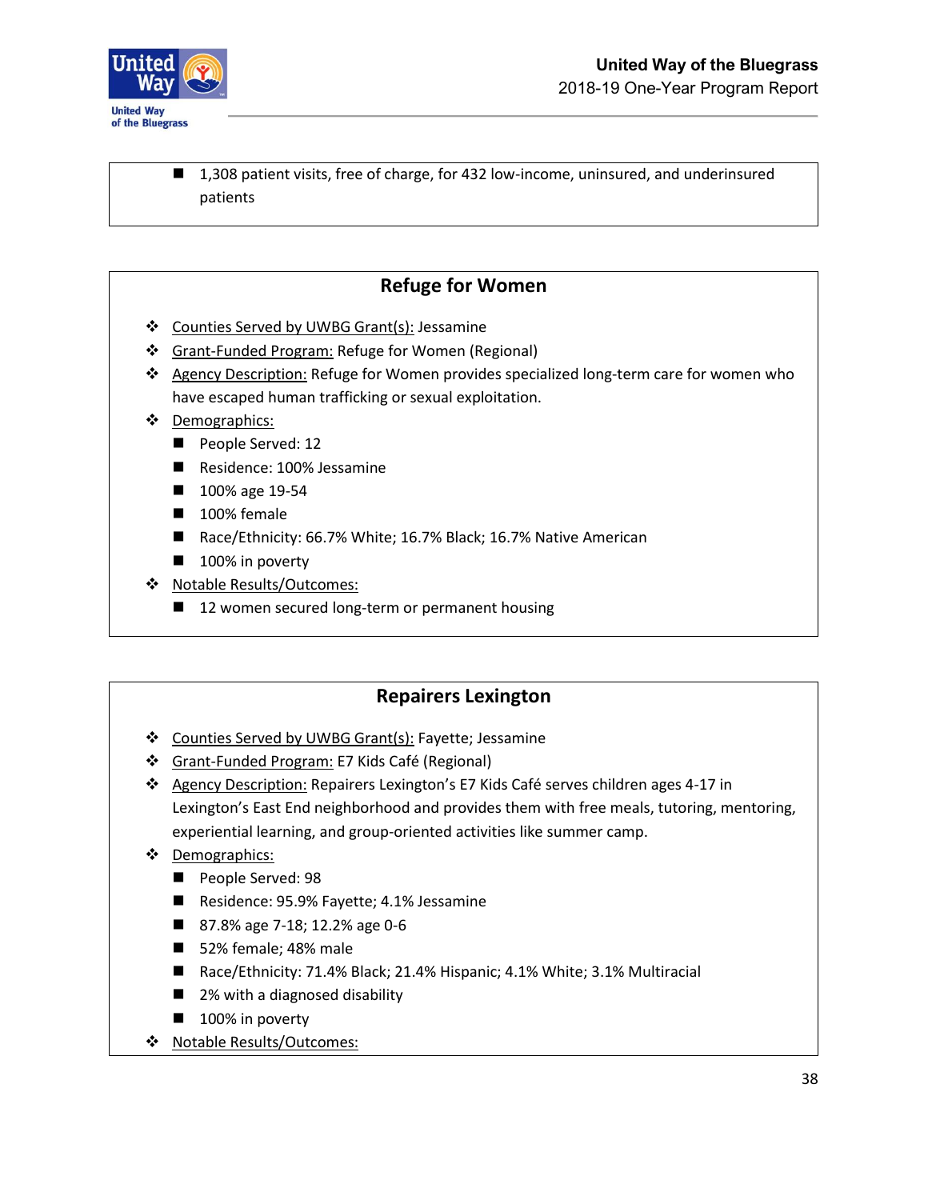- 1,308 patient visits, free of charge, for 432 low-income, uninsured, and underinsured patients

## Refuge for Women

- Counties Served by UWBG Grant(s): Jessamine
- Grant-Funded Program: Refuge for Women (Regional)
- Agency Description: Refuge for Women provides specialized long-term care for women who have escaped human trafficking or sexual exploitation.
- Demographics:
  - People Served: 12
  - Residence: 100% Jessamine
  - 100% age 19-54
  - 100% female
  - Race/Ethnicity: 66.7% White; 16.7% Black; 16.7% Native American
  - 100% in poverty
- Notable Results/Outcomes:
  - 12 women secured long-term or permanent housing

## Repairers Lexington

- Counties Served by UWBG Grant(s): Fayette; Jessamine
- Grant-Funded Program: E7 Kids Café (Regional)
- Agency Description: Repairers Lexington's E7 Kids Café serves children ages 4-17 in Lexington's East End neighborhood and provides them with free meals, tutoring, mentoring, experiential learning, and group-oriented activities like summer camp.
- Demographics:
  - People Served: 98
  - Residence: 95.9% Fayette; 4.1% Jessamine
  - 87.8% age 7-18; 12.2% age 0-6
  - 52% female; 48% male
  - Race/Ethnicity: 71.4% Black; 21.4% Hispanic; 4.1% White; 3.1% Multiracial
  - 2% with a diagnosed disability
  - 100% in poverty
- Notable Results/Outcomes: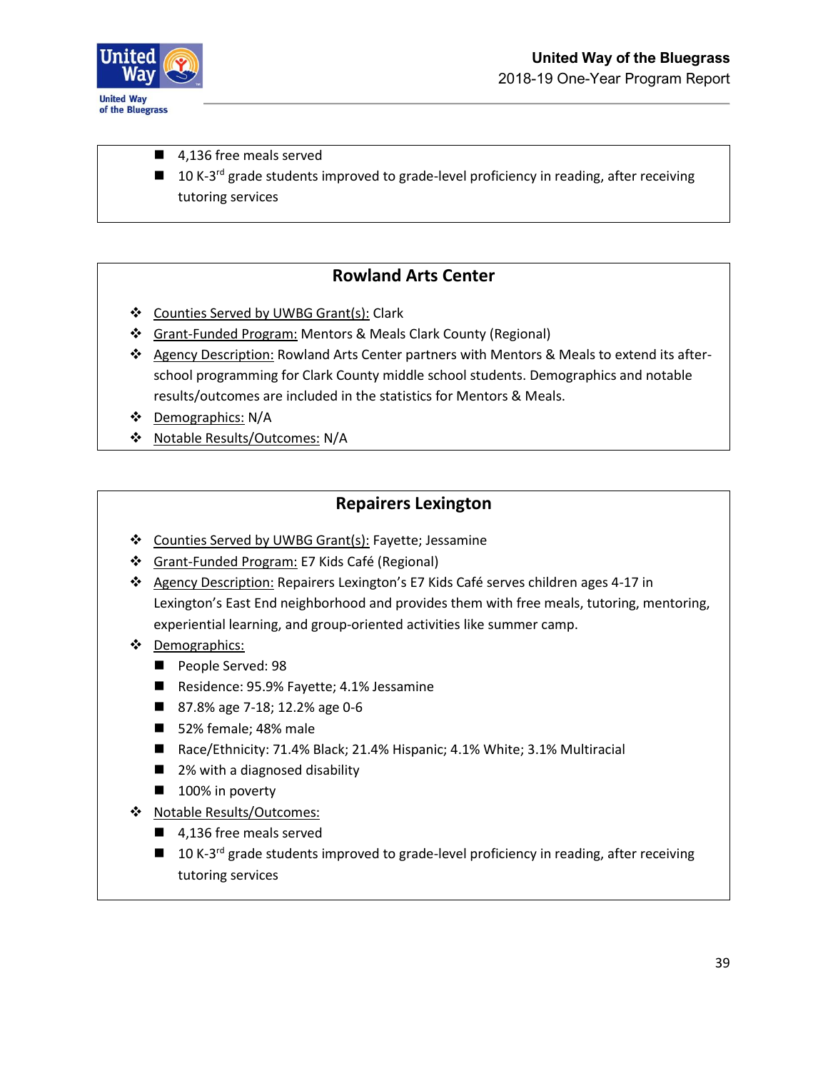- 4,136 free meals served
- 10 K-3rd grade students improved to grade-level proficiency in reading, after receiving tutoring services

## Rowland Arts Center

- Counties Served by UWBG Grant(s): Clark
- Grant-Funded Program: Mentors & Meals Clark County (Regional)
- Agency Description: Rowland Arts Center partners with Mentors & Meals to extend its after-school programming for Clark County middle school students. Demographics and notable results/outcomes are included in the statistics for Mentors & Meals.
- Demographics: N/A
- Notable Results/Outcomes: N/A

## Repairers Lexington

- Counties Served by UWBG Grant(s): Fayette; Jessamine
- Grant-Funded Program: E7 Kids Café (Regional)
- Agency Description: Repairers Lexington's E7 Kids Café serves children ages 4-17 in Lexington's East End neighborhood and provides them with free meals, tutoring, mentoring, experiential learning, and group-oriented activities like summer camp.
- Demographics:
  - People Served: 98
  - Residence: 95.9% Fayette; 4.1% Jessamine
  - 87.8% age 7-18; 12.2% age 0-6
  - 52% female; 48% male
  - Race/Ethnicity: 71.4% Black; 21.4% Hispanic; 4.1% White; 3.1% Multiracial
  - 2% with a diagnosed disability
  - 100% in poverty
- Notable Results/Outcomes:
  - 4,136 free meals served
  - 10 K-3rd grade students improved to grade-level proficiency in reading, after receiving tutoring services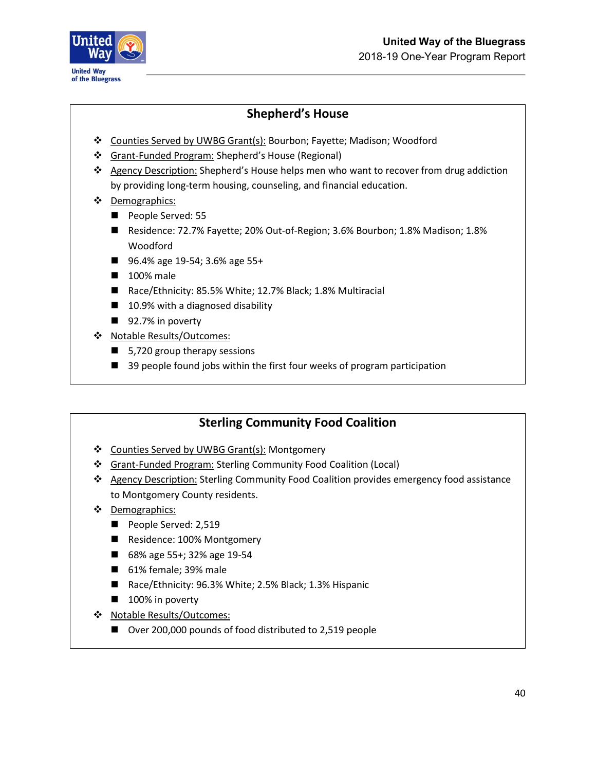## Shepherd's House

- Counties Served by UWBG Grant(s): Bourbon; Fayette; Madison; Woodford
- Grant-Funded Program: Shepherd's House (Regional)
- Agency Description: Shepherd's House helps men who want to recover from drug addiction by providing long-term housing, counseling, and financial education.
- Demographics:
  - People Served: 55
  - Residence: 72.7% Fayette; 20% Out-of-Region; 3.6% Bourbon; 1.8% Madison; 1.8% Woodford
  - 96.4% age 19-54; 3.6% age 55+
  - 100% male
  - Race/Ethnicity: 85.5% White; 12.7% Black; 1.8% Multiracial
  - 10.9% with a diagnosed disability
  - 92.7% in poverty
- Notable Results/Outcomes:
  - 5,720 group therapy sessions
  - 39 people found jobs within the first four weeks of program participation

## Sterling Community Food Coalition

- Counties Served by UWBG Grant(s): Montgomery
- Grant-Funded Program: Sterling Community Food Coalition (Local)
- Agency Description: Sterling Community Food Coalition provides emergency food assistance to Montgomery County residents.
- Demographics:
  - People Served: 2,519
  - Residence: 100% Montgomery
  - 68% age 55+; 32% age 19-54
  - 61% female; 39% male
  - Race/Ethnicity: 96.3% White; 2.5% Black; 1.3% Hispanic
  - 100% in poverty
- Notable Results/Outcomes:
  - Over 200,000 pounds of food distributed to 2,519 people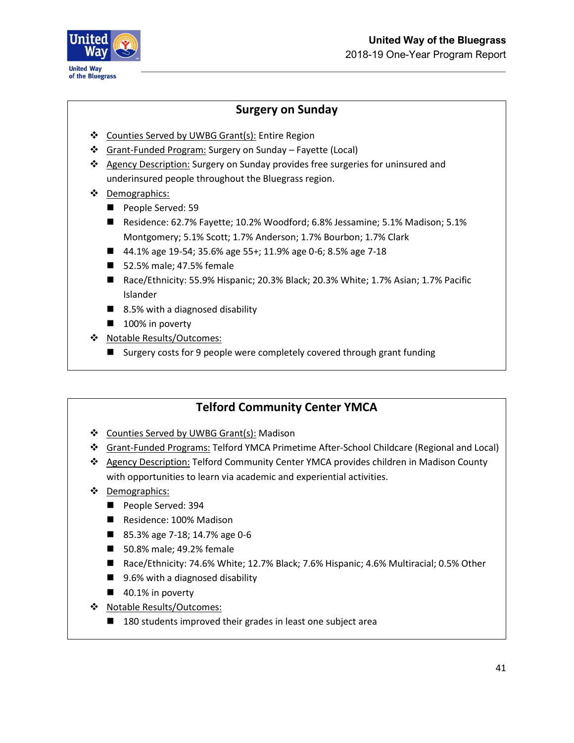## Surgery on Sunday

- Counties Served by UWBG Grant(s): Entire Region
- Grant-Funded Program: Surgery on Sunday – Fayette (Local)
- Agency Description: Surgery on Sunday provides free surgeries for uninsured and underinsured people throughout the Bluegrass region.
- Demographics:
  - People Served: 59
  - Residence: 62.7% Fayette; 10.2% Woodford; 6.8% Jessamine; 5.1% Madison; 5.1% Montgomery; 5.1% Scott; 1.7% Anderson; 1.7% Bourbon; 1.7% Clark
  - 44.1% age 19-54; 35.6% age 55+; 11.9% age 0-6; 8.5% age 7-18
  - 52.5% male; 47.5% female
  - Race/Ethnicity: 55.9% Hispanic; 20.3% Black; 20.3% White; 1.7% Asian; 1.7% Pacific Islander
  - 8.5% with a diagnosed disability
  - 100% in poverty
- Notable Results/Outcomes:
  - Surgery costs for 9 people were completely covered through grant funding

## Telford Community Center YMCA

- Counties Served by UWBG Grant(s): Madison
- Grant-Funded Programs: Telford YMCA Primetime After-School Childcare (Regional and Local)
- Agency Description: Telford Community Center YMCA provides children in Madison County with opportunities to learn via academic and experiential activities.
- Demographics:
  - People Served: 394
  - Residence: 100% Madison
  - 85.3% age 7-18; 14.7% age 0-6
  - 50.8% male; 49.2% female
  - Race/Ethnicity: 74.6% White; 12.7% Black; 7.6% Hispanic; 4.6% Multiracial; 0.5% Other
  - 9.6% with a diagnosed disability
  - 40.1% in poverty
- Notable Results/Outcomes:
  - 180 students improved their grades in least one subject area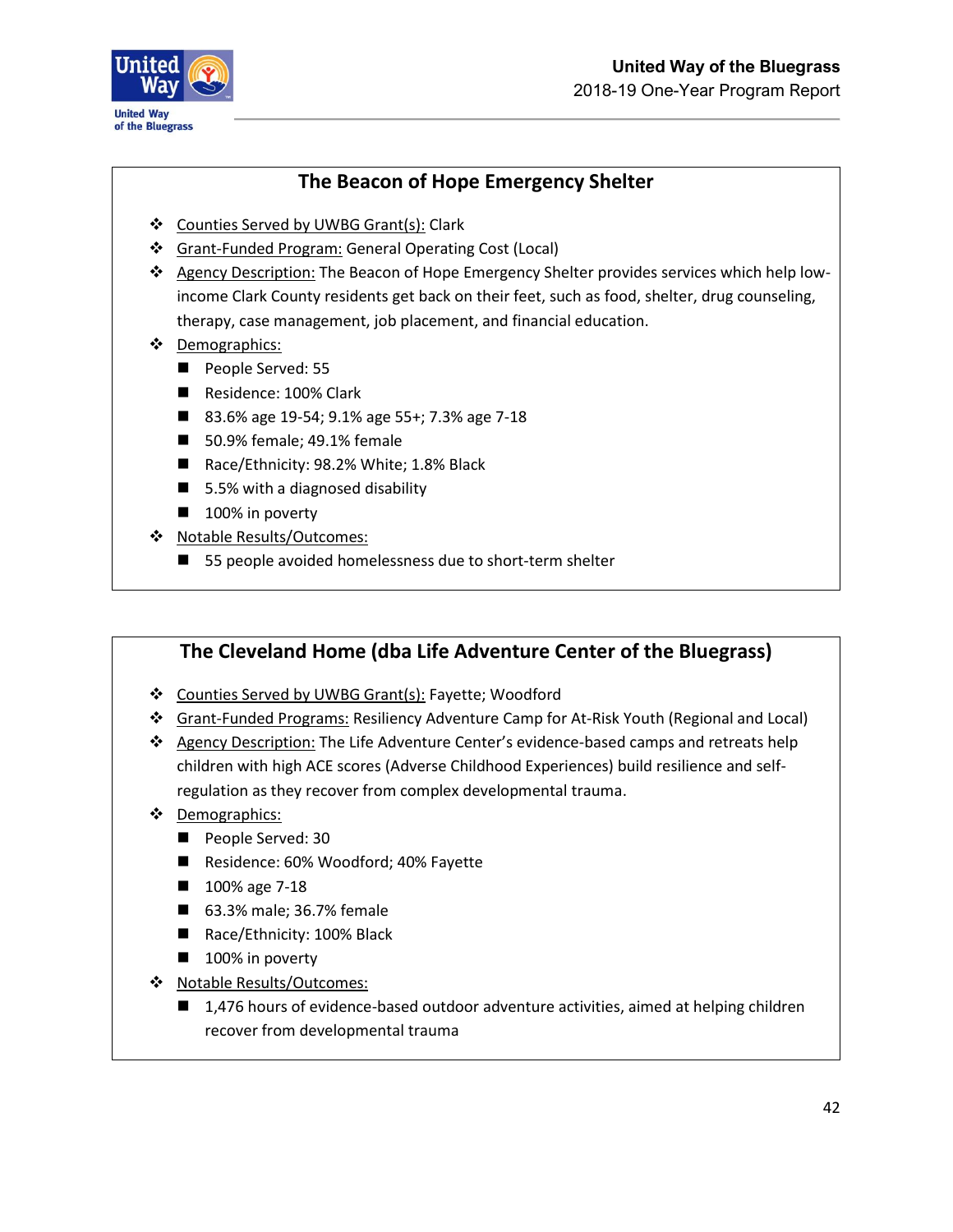## The Beacon of Hope Emergency Shelter

- Counties Served by UWBG Grant(s): Clark
- Grant-Funded Program: General Operating Cost (Local)
- Agency Description: The Beacon of Hope Emergency Shelter provides services which help low-income Clark County residents get back on their feet, such as food, shelter, drug counseling, therapy, case management, job placement, and financial education.
- Demographics:
  - People Served: 55
  - Residence: 100% Clark
  - 83.6% age 19-54; 9.1% age 55+; 7.3% age 7-18
  - 50.9% female; 49.1% female
  - Race/Ethnicity: 98.2% White; 1.8% Black
  - 5.5% with a diagnosed disability
  - 100% in poverty
- Notable Results/Outcomes:
  - 55 people avoided homelessness due to short-term shelter

## The Cleveland Home (dba Life Adventure Center of the Bluegrass)

- Counties Served by UWBG Grant(s): Fayette; Woodford
- Grant-Funded Programs: Resiliency Adventure Camp for At-Risk Youth (Regional and Local)
- Agency Description: The Life Adventure Center's evidence-based camps and retreats help children with high ACE scores (Adverse Childhood Experiences) build resilience and self-regulation as they recover from complex developmental trauma.
- Demographics:
  - People Served: 30
  - Residence: 60% Woodford; 40% Fayette
  - 100% age 7-18
  - 63.3% male; 36.7% female
  - Race/Ethnicity: 100% Black
  - 100% in poverty
- Notable Results/Outcomes:
  - 1,476 hours of evidence-based outdoor adventure activities, aimed at helping children recover from developmental trauma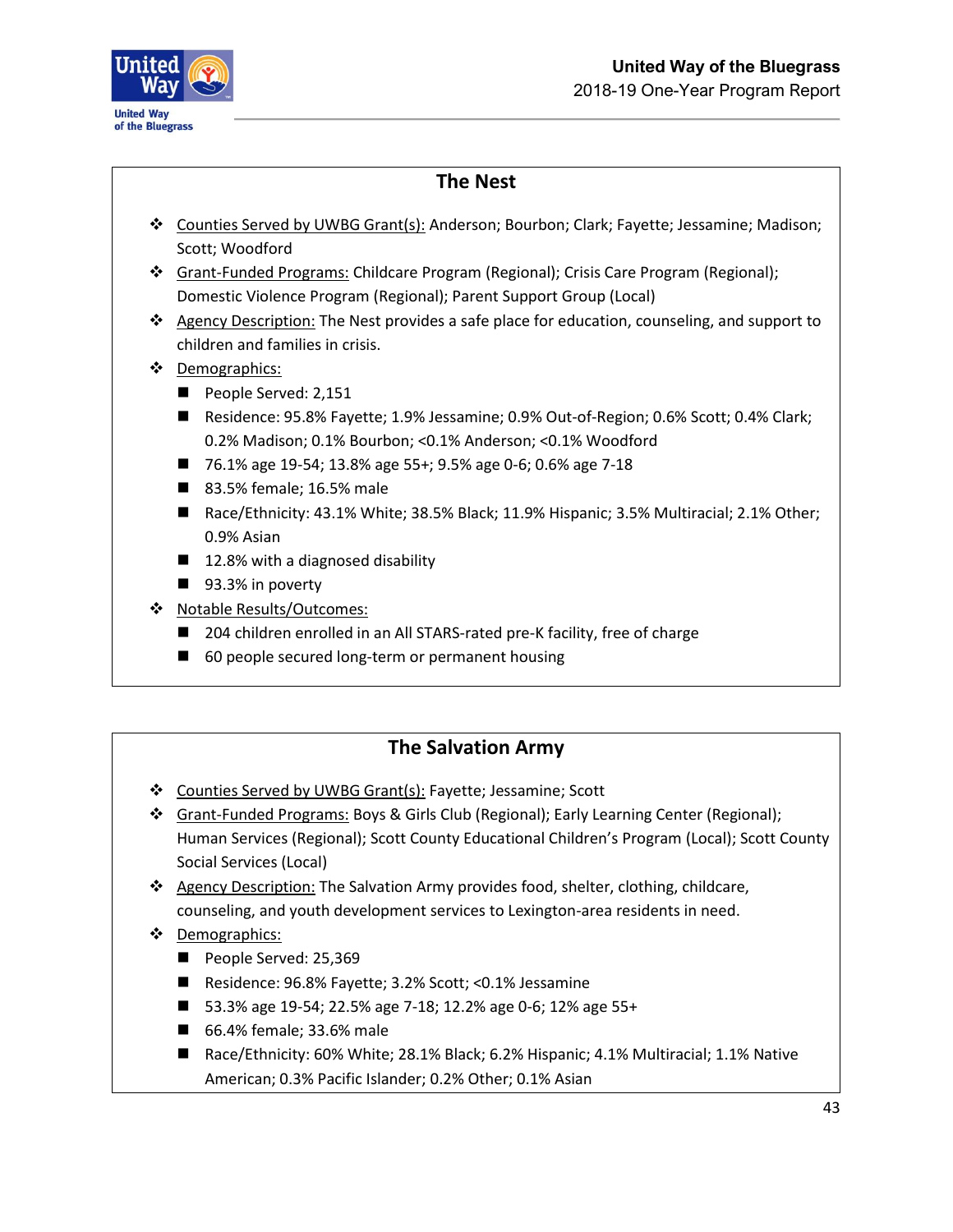## The Nest

- Counties Served by UWBG Grant(s): Anderson; Bourbon; Clark; Fayette; Jessamine; Madison; Scott; Woodford
- Grant-Funded Programs: Childcare Program (Regional); Crisis Care Program (Regional); Domestic Violence Program (Regional); Parent Support Group (Local)
- Agency Description: The Nest provides a safe place for education, counseling, and support to children and families in crisis.
- Demographics:
  - People Served: 2,151
  - Residence: 95.8% Fayette; 1.9% Jessamine; 0.9% Out-of-Region; 0.6% Scott; 0.4% Clark; 0.2% Madison; 0.1% Bourbon; <0.1% Anderson; <0.1% Woodford
  - 76.1% age 19-54; 13.8% age 55+; 9.5% age 0-6; 0.6% age 7-18
  - 83.5% female; 16.5% male
  - Race/Ethnicity: 43.1% White; 38.5% Black; 11.9% Hispanic; 3.5% Multiracial; 2.1% Other; 0.9% Asian
  - 12.8% with a diagnosed disability
  - 93.3% in poverty
- Notable Results/Outcomes:
  - 204 children enrolled in an All STARS-rated pre-K facility, free of charge
  - 60 people secured long-term or permanent housing

## The Salvation Army

- Counties Served by UWBG Grant(s): Fayette; Jessamine; Scott
- Grant-Funded Programs: Boys & Girls Club (Regional); Early Learning Center (Regional); Human Services (Regional); Scott County Educational Children's Program (Local); Scott County Social Services (Local)
- Agency Description: The Salvation Army provides food, shelter, clothing, childcare, counseling, and youth development services to Lexington-area residents in need.
- Demographics:
  - People Served: 25,369
  - Residence: 96.8% Fayette; 3.2% Scott; <0.1% Jessamine
  - 53.3% age 19-54; 22.5% age 7-18; 12.2% age 0-6; 12% age 55+
  - 66.4% female; 33.6% male
  - Race/Ethnicity: 60% White; 28.1% Black; 6.2% Hispanic; 4.1% Multiracial; 1.1% Native American; 0.3% Pacific Islander; 0.2% Other; 0.1% Asian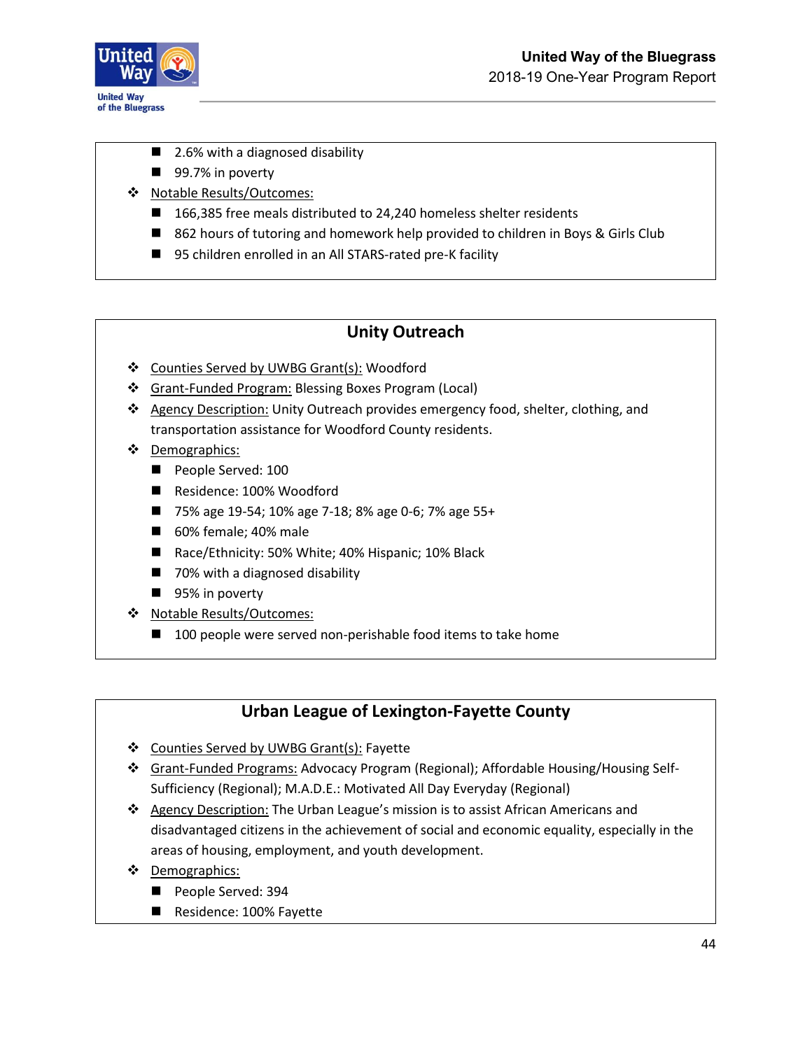- 2.6% with a diagnosed disability
- 99.7% in poverty
- Notable Results/Outcomes:
  - 166,385 free meals distributed to 24,240 homeless shelter residents
  - 862 hours of tutoring and homework help provided to children in Boys & Girls Club
  - 95 children enrolled in an All STARS-rated pre-K facility

## Unity Outreach

- Counties Served by UWBG Grant(s): Woodford
- Grant-Funded Program: Blessing Boxes Program (Local)
- Agency Description: Unity Outreach provides emergency food, shelter, clothing, and transportation assistance for Woodford County residents.
- Demographics:
  - People Served: 100
  - Residence: 100% Woodford
  - 75% age 19-54; 10% age 7-18; 8% age 0-6; 7% age 55+
  - 60% female; 40% male
  - Race/Ethnicity: 50% White; 40% Hispanic; 10% Black
  - 70% with a diagnosed disability
  - 95% in poverty
- Notable Results/Outcomes:
  - 100 people were served non-perishable food items to take home

## Urban League of Lexington-Fayette County

- Counties Served by UWBG Grant(s): Fayette
- Grant-Funded Programs: Advocacy Program (Regional); Affordable Housing/Housing Self-Sufficiency (Regional); M.A.D.E.: Motivated All Day Everyday (Regional)
- Agency Description: The Urban League's mission is to assist African Americans and disadvantaged citizens in the achievement of social and economic equality, especially in the areas of housing, employment, and youth development.
- Demographics:
  - People Served: 394
  - Residence: 100% Fayette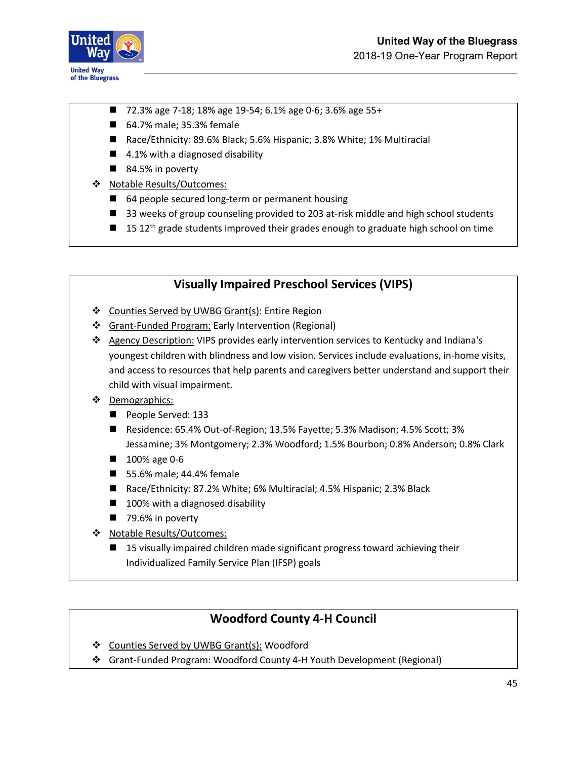- 72.3% age 7-18; 18% age 19-54; 6.1% age 0-6; 3.6% age 55+
- 64.7% male; 35.3% female
- Race/Ethnicity: 89.6% Black; 5.6% Hispanic; 3.8% White; 1% Multiracial
- 4.1% with a diagnosed disability
- 84.5% in poverty

- Notable Results/Outcomes:
  - 64 people secured long-term or permanent housing
  - 33 weeks of group counseling provided to 203 at-risk middle and high school students
  - 15 12th grade students improved their grades enough to graduate high school on time

## Visually Impaired Preschool Services (VIPS)

- Counties Served by UWBG Grant(s): Entire Region
- Grant-Funded Program: Early Intervention (Regional)
- Agency Description: VIPS provides early intervention services to Kentucky and Indiana's youngest children with blindness and low vision. Services include evaluations, in-home visits, and access to resources that help parents and caregivers better understand and support their child with visual impairment.
- Demographics:
  - People Served: 133
  - Residence: 65.4% Out-of-Region; 13.5% Fayette; 5.3% Madison; 4.5% Scott; 3% Jessamine; 3% Montgomery; 2.3% Woodford; 1.5% Bourbon; 0.8% Anderson; 0.8% Clark
  - 100% age 0-6
  - 55.6% male; 44.4% female
  - Race/Ethnicity: 87.2% White; 6% Multiracial; 4.5% Hispanic; 2.3% Black
  - 100% with a diagnosed disability
  - 79.6% in poverty
- Notable Results/Outcomes:
  - 15 visually impaired children made significant progress toward achieving their Individualized Family Service Plan (IFSP) goals

## Woodford County 4-H Council

- Counties Served by UWBG Grant(s): Woodford
- Grant-Funded Program: Woodford County 4-H Youth Development (Regional)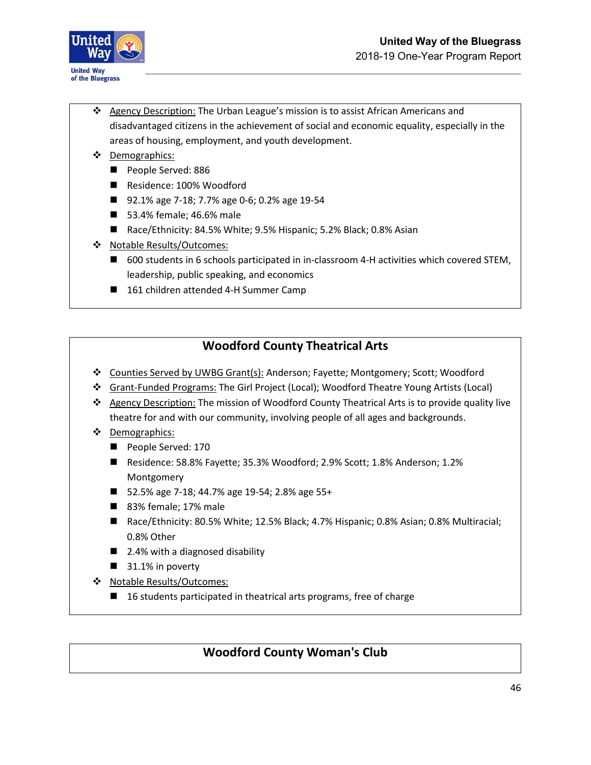- Agency Description: The Urban League's mission is to assist African Americans and disadvantaged citizens in the achievement of social and economic equality, especially in the areas of housing, employment, and youth development.
- Demographics:
  - People Served: 886
  - Residence: 100% Woodford
  - 92.1% age 7-18; 7.7% age 0-6; 0.2% age 19-54
  - 53.4% female; 46.6% male
  - Race/Ethnicity: 84.5% White; 9.5% Hispanic; 5.2% Black; 0.8% Asian
- Notable Results/Outcomes:
  - 600 students in 6 schools participated in in-classroom 4-H activities which covered STEM, leadership, public speaking, and economics
  - 161 children attended 4-H Summer Camp

## Woodford County Theatrical Arts

- Counties Served by UWBG Grant(s): Anderson; Fayette; Montgomery; Scott; Woodford
- Grant-Funded Programs: The Girl Project (Local); Woodford Theatre Young Artists (Local)
- Agency Description: The mission of Woodford County Theatrical Arts is to provide quality live theatre for and with our community, involving people of all ages and backgrounds.
- Demographics:
  - People Served: 170
  - Residence: 58.8% Fayette; 35.3% Woodford; 2.9% Scott; 1.8% Anderson; 1.2% Montgomery
  - 52.5% age 7-18; 44.7% age 19-54; 2.8% age 55+
  - 83% female; 17% male
  - Race/Ethnicity: 80.5% White; 12.5% Black; 4.7% Hispanic; 0.8% Asian; 0.8% Multiracial; 0.8% Other
  - 2.4% with a diagnosed disability
  - 31.1% in poverty
- Notable Results/Outcomes:
  - 16 students participated in theatrical arts programs, free of charge

## Woodford County Woman's Club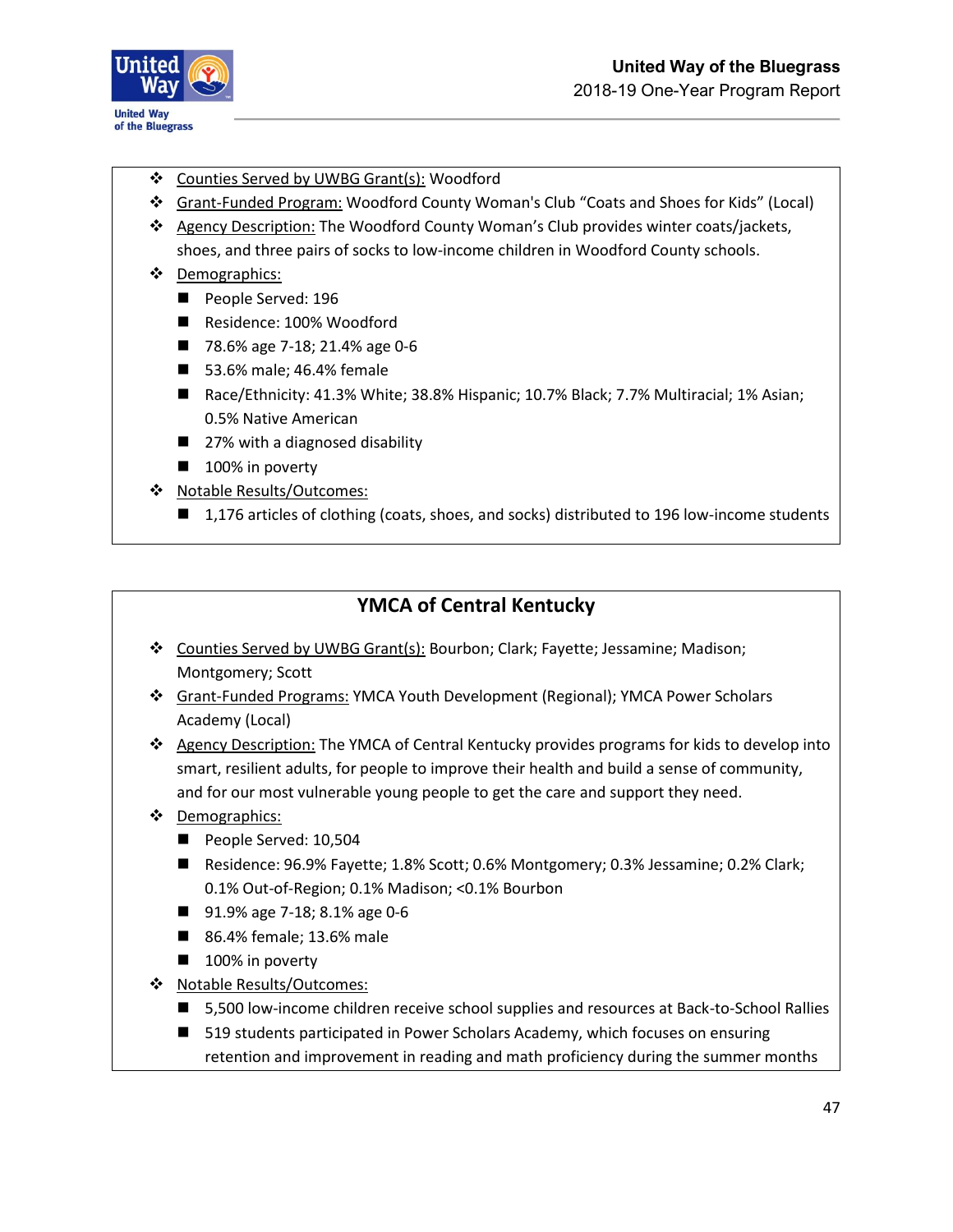- Counties Served by UWBG Grant(s): Woodford
- Grant-Funded Program: Woodford County Woman's Club "Coats and Shoes for Kids" (Local)
- Agency Description: The Woodford County Woman's Club provides winter coats/jackets, shoes, and three pairs of socks to low-income children in Woodford County schools.
- Demographics:
  - People Served: 196
  - Residence: 100% Woodford
  - 78.6% age 7-18; 21.4% age 0-6
  - 53.6% male; 46.4% female
  - Race/Ethnicity: 41.3% White; 38.8% Hispanic; 10.7% Black; 7.7% Multiracial; 1% Asian; 0.5% Native American
  - 27% with a diagnosed disability
  - 100% in poverty
- Notable Results/Outcomes:
  - 1,176 articles of clothing (coats, shoes, and socks) distributed to 196 low-income students

## YMCA of Central Kentucky

- Counties Served by UWBG Grant(s): Bourbon; Clark; Fayette; Jessamine; Madison; Montgomery; Scott
- Grant-Funded Programs: YMCA Youth Development (Regional); YMCA Power Scholars Academy (Local)
- Agency Description: The YMCA of Central Kentucky provides programs for kids to develop into smart, resilient adults, for people to improve their health and build a sense of community, and for our most vulnerable young people to get the care and support they need.
- Demographics:
  - People Served: 10,504
  - Residence: 96.9% Fayette; 1.8% Scott; 0.6% Montgomery; 0.3% Jessamine; 0.2% Clark; 0.1% Out-of-Region; 0.1% Madison; <0.1% Bourbon
  - 91.9% age 7-18; 8.1% age 0-6
  - 86.4% female; 13.6% male
  - 100% in poverty
- Notable Results/Outcomes:
  - 5,500 low-income children receive school supplies and resources at Back-to-School Rallies
  - 519 students participated in Power Scholars Academy, which focuses on ensuring retention and improvement in reading and math proficiency during the summer months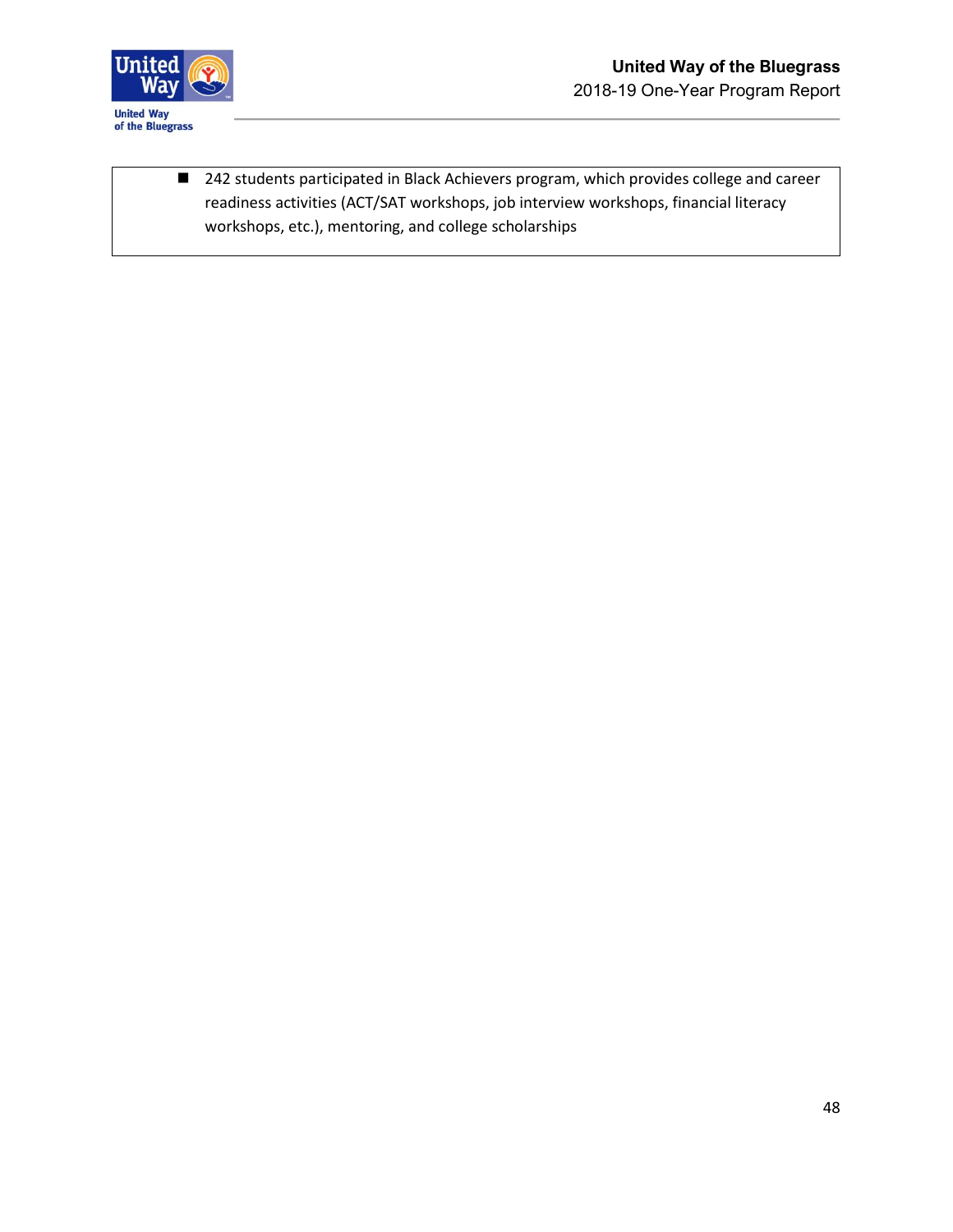- 242 students participated in Black Achievers program, which provides college and career readiness activities (ACT/SAT workshops, job interview workshops, financial literacy workshops, etc.), mentoring, and college scholarships